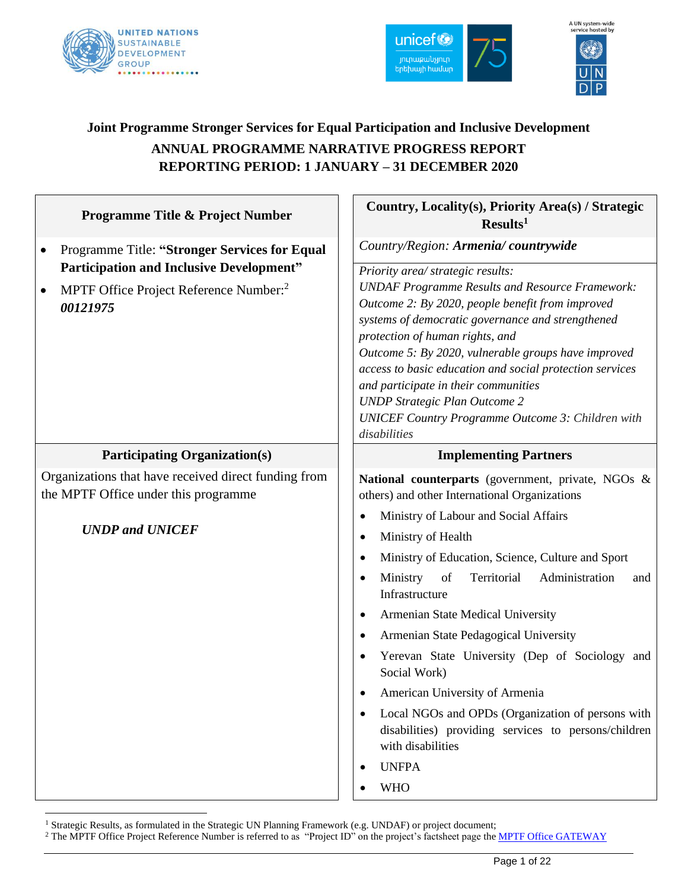**Joint Programme Stronger Services for Equal Participation and Inclusive Development**

**ANNUAL PROGRAMME NARRATIVE PROGRESS REPORT**
**REPORTING PERIOD: 1 JANUARY – 31 DECEMBER 2020**

| **Programme Title & Project Number** | **Country, Locality(s), Priority Area(s) / Strategic Results[1]** |
|---|---|
| • Programme Title: **"Stronger Services for Equal Participation and Inclusive Development"**<br>• MPTF Office Project Reference Number:[2] ***00121975*** | *Country/Region:* ***Armenia/ countrywide***<br><br>*Priority area/ strategic results:*<br>*UNDAF Programme Results and Resource Framework:*<br>*Outcome 2: By 2020, people benefit from improved systems of democratic governance and strengthened protection of human rights, and*<br>*Outcome 5: By 2020, vulnerable groups have improved access to basic education and social protection services and participate in their communities*<br>*UNDP Strategic Plan Outcome 2*<br>*UNICEF Country Programme Outcome 3: Children with disabilities* |
| **Participating Organization(s)** | **Implementing Partners** |
| Organizations that have received direct funding from the MPTF Office under this programme<br><br>***UNDP and UNICEF*** | **National counterparts** (government, private, NGOs & others) and other International Organizations<br>• Ministry of Labour and Social Affairs<br>• Ministry of Health<br>• Ministry of Education, Science, Culture and Sport<br>• Ministry of Territorial Administration and Infrastructure<br>• Armenian State Medical University<br>• Armenian State Pedagogical University<br>• Yerevan State University (Dep of Sociology and Social Work)<br>• American University of Armenia<br>• Local NGOs and OPDs (Organization of persons with disabilities) providing services to persons/children with disabilities<br>• UNFPA<br>• WHO |

[1] Strategic Results, as formulated in the Strategic UN Planning Framework (e.g. UNDAF) or project document;
[2] The MPTF Office Project Reference Number is referred to as "Project ID" on the project's factsheet page the MPTF Office GATEWAY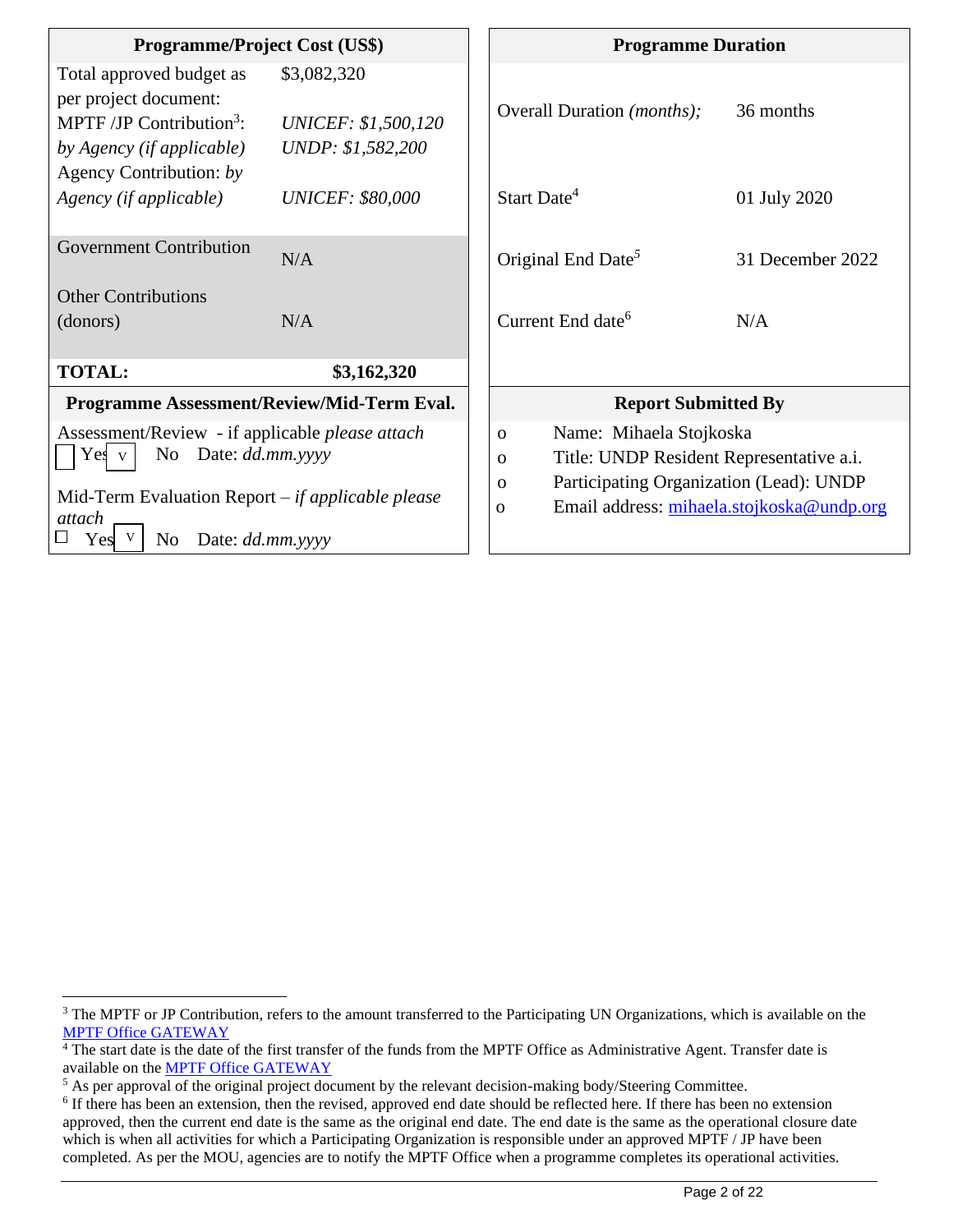| Programme/Project Cost (US$) | |
|---|---|
| Total approved budget as per project document: | $3,082,320 |
| MPTF /JP Contribution[3]: *by Agency (if applicable)* | *UNICEF: $1,500,120* *UNDP: $1,582,200* |
| Agency Contribution: *by Agency (if applicable)* | *UNICEF: $80,000* |
| Government Contribution | N/A |
| Other Contributions (donors) | N/A |
| **TOTAL:** | **$3,162,320** |

| Programme Duration | |
|---|---|
| Overall Duration *(months);* | 36 months |
| Start Date[4] | 01 July 2020 |
| Original End Date[5] | 31 December 2022 |
| Current End date[6] | N/A |

| Programme Assessment/Review/Mid-Term Eval. |
|---|
| Assessment/Review - if applicable *please attach* ☐ Yes ☑ No Date: *dd.mm.yyyy* |
| Mid-Term Evaluation Report – *if applicable please attach* ☐ Yes ☑ No Date: *dd.mm.yyyy* |

| Report Submitted By |
|---|
| Name: Mihaela Stojkoska |
| Title: UNDP Resident Representative a.i. |
| Participating Organization (Lead): UNDP |
| Email address: mihaela.stojkoska@undp.org |

[3] The MPTF or JP Contribution, refers to the amount transferred to the Participating UN Organizations, which is available on the MPTF Office GATEWAY

[4] The start date is the date of the first transfer of the funds from the MPTF Office as Administrative Agent. Transfer date is available on the MPTF Office GATEWAY

[5] As per approval of the original project document by the relevant decision-making body/Steering Committee.

[6] If there has been an extension, then the revised, approved end date should be reflected here. If there has been no extension approved, then the current end date is the same as the original end date. The end date is the same as the operational closure date which is when all activities for which a Participating Organization is responsible under an approved MPTF / JP have been completed. As per the MOU, agencies are to notify the MPTF Office when a programme completes its operational activities.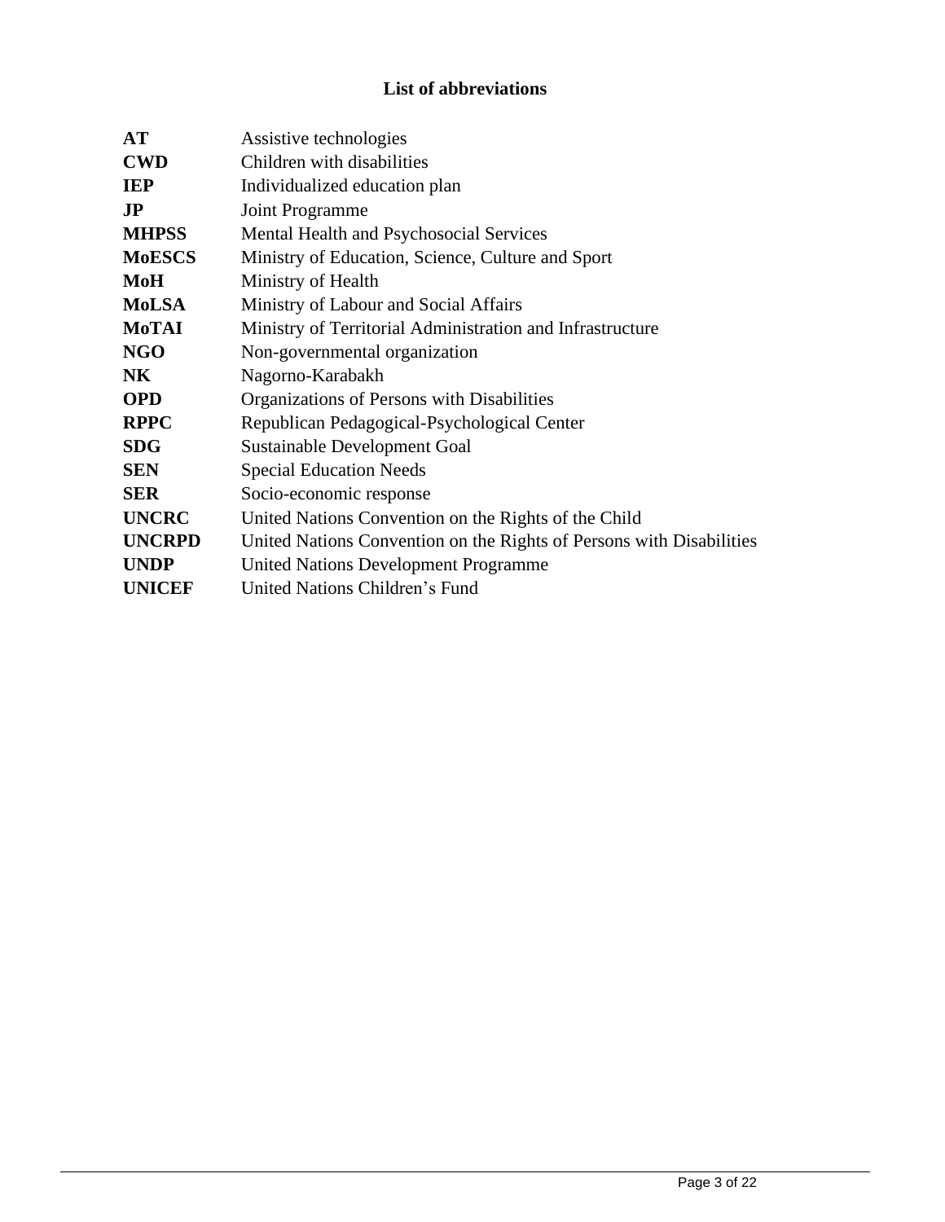## List of abbreviations

| | |
|---|---|
| **AT** | Assistive technologies |
| **CWD** | Children with disabilities |
| **IEP** | Individualized education plan |
| **JP** | Joint Programme |
| **MHPSS** | Mental Health and Psychosocial Services |
| **MoESCS** | Ministry of Education, Science, Culture and Sport |
| **MoH** | Ministry of Health |
| **MoLSA** | Ministry of Labour and Social Affairs |
| **MoTAI** | Ministry of Territorial Administration and Infrastructure |
| **NGO** | Non-governmental organization |
| **NK** | Nagorno-Karabakh |
| **OPD** | Organizations of Persons with Disabilities |
| **RPPC** | Republican Pedagogical-Psychological Center |
| **SDG** | Sustainable Development Goal |
| **SEN** | Special Education Needs |
| **SER** | Socio-economic response |
| **UNCRC** | United Nations Convention on the Rights of the Child |
| **UNCRPD** | United Nations Convention on the Rights of Persons with Disabilities |
| **UNDP** | United Nations Development Programme |
| **UNICEF** | United Nations Children's Fund |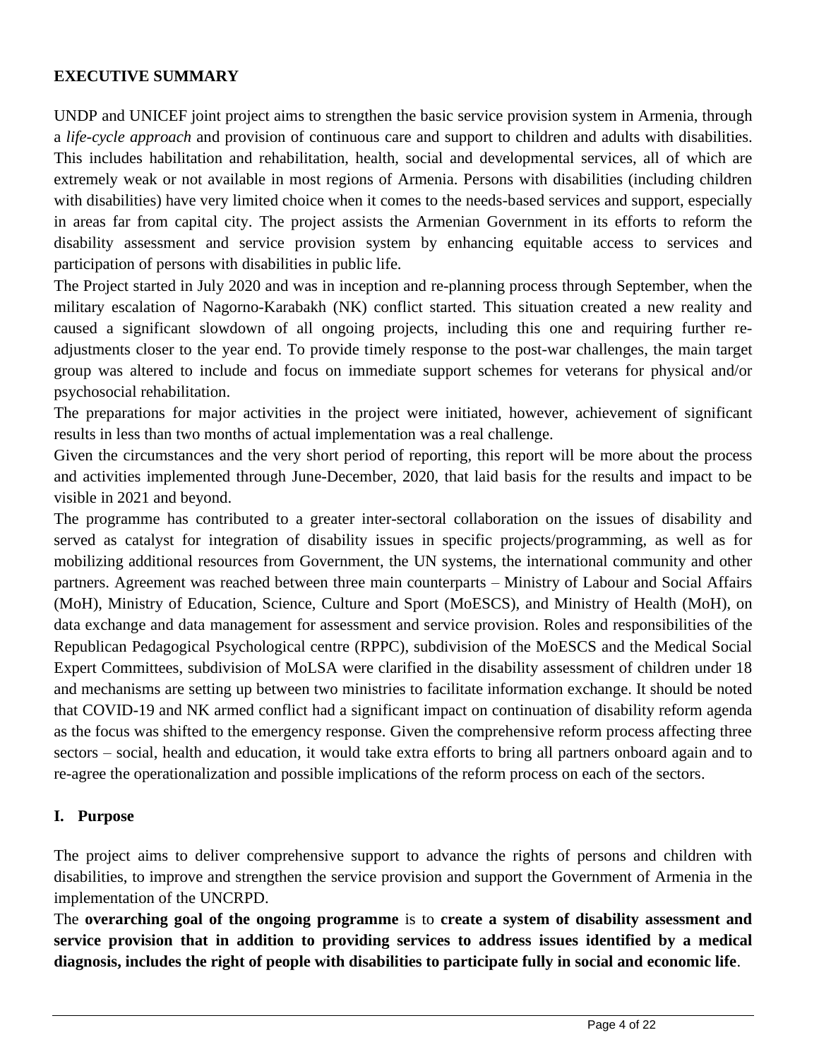## EXECUTIVE SUMMARY

UNDP and UNICEF joint project aims to strengthen the basic service provision system in Armenia, through a *life-cycle approach* and provision of continuous care and support to children and adults with disabilities. This includes habilitation and rehabilitation, health, social and developmental services, all of which are extremely weak or not available in most regions of Armenia. Persons with disabilities (including children with disabilities) have very limited choice when it comes to the needs-based services and support, especially in areas far from capital city. The project assists the Armenian Government in its efforts to reform the disability assessment and service provision system by enhancing equitable access to services and participation of persons with disabilities in public life.

The Project started in July 2020 and was in inception and re-planning process through September, when the military escalation of Nagorno-Karabakh (NK) conflict started. This situation created a new reality and caused a significant slowdown of all ongoing projects, including this one and requiring further re-adjustments closer to the year end. To provide timely response to the post-war challenges, the main target group was altered to include and focus on immediate support schemes for veterans for physical and/or psychosocial rehabilitation.

The preparations for major activities in the project were initiated, however, achievement of significant results in less than two months of actual implementation was a real challenge.

Given the circumstances and the very short period of reporting, this report will be more about the process and activities implemented through June-December, 2020, that laid basis for the results and impact to be visible in 2021 and beyond.

The programme has contributed to a greater inter-sectoral collaboration on the issues of disability and served as catalyst for integration of disability issues in specific projects/programming, as well as for mobilizing additional resources from Government, the UN systems, the international community and other partners. Agreement was reached between three main counterparts – Ministry of Labour and Social Affairs (MoH), Ministry of Education, Science, Culture and Sport (MoESCS), and Ministry of Health (MoH), on data exchange and data management for assessment and service provision. Roles and responsibilities of the Republican Pedagogical Psychological centre (RPPC), subdivision of the MoESCS and the Medical Social Expert Committees, subdivision of MoLSA were clarified in the disability assessment of children under 18 and mechanisms are setting up between two ministries to facilitate information exchange. It should be noted that COVID-19 and NK armed conflict had a significant impact on continuation of disability reform agenda as the focus was shifted to the emergency response. Given the comprehensive reform process affecting three sectors – social, health and education, it would take extra efforts to bring all partners onboard again and to re-agree the operationalization and possible implications of the reform process on each of the sectors.

## I. Purpose

The project aims to deliver comprehensive support to advance the rights of persons and children with disabilities, to improve and strengthen the service provision and support the Government of Armenia in the implementation of the UNCRPD.

The **overarching goal of the ongoing programme** is to **create a system of disability assessment and service provision that in addition to providing services to address issues identified by a medical diagnosis, includes the right of people with disabilities to participate fully in social and economic life**.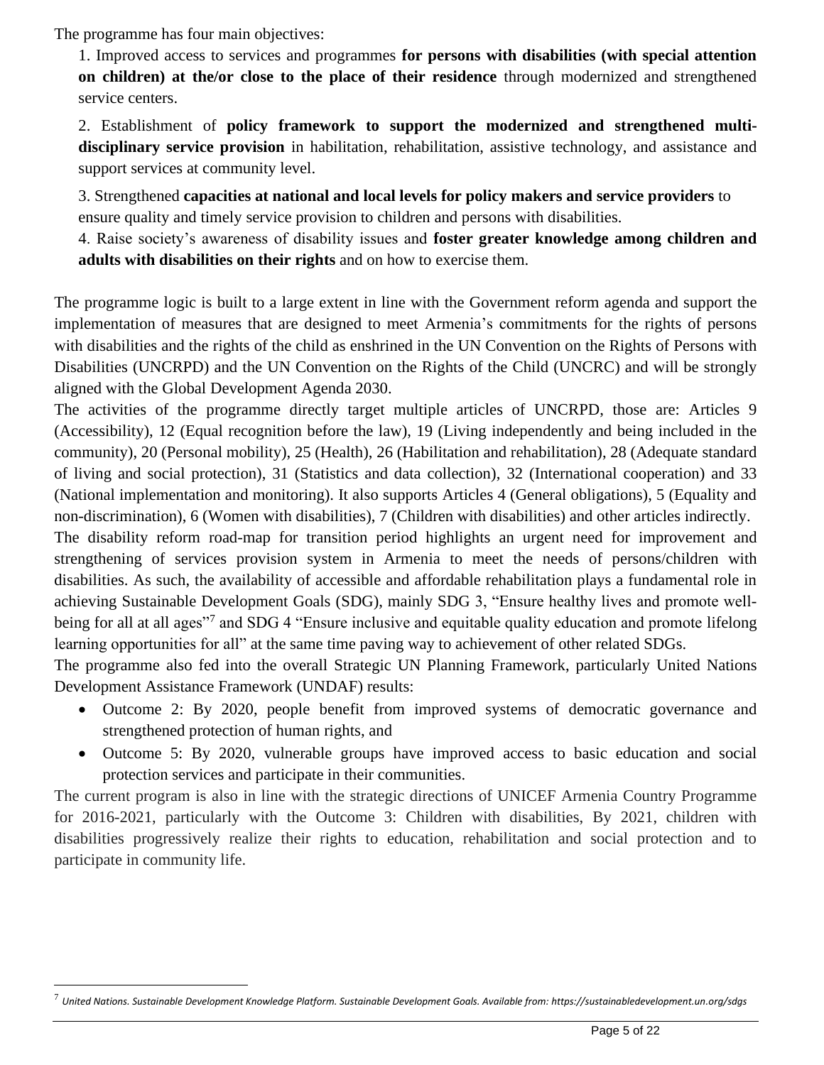The programme has four main objectives:

1. Improved access to services and programmes **for persons with disabilities (with special attention on children) at the/or close to the place of their residence** through modernized and strengthened service centers.
2. Establishment of **policy framework to support the modernized and strengthened multi-disciplinary service provision** in habilitation, rehabilitation, assistive technology, and assistance and support services at community level.
3. Strengthened **capacities at national and local levels for policy makers and service providers** to ensure quality and timely service provision to children and persons with disabilities.
4. Raise society's awareness of disability issues and **foster greater knowledge among children and adults with disabilities on their rights** and on how to exercise them.

The programme logic is built to a large extent in line with the Government reform agenda and support the implementation of measures that are designed to meet Armenia's commitments for the rights of persons with disabilities and the rights of the child as enshrined in the UN Convention on the Rights of Persons with Disabilities (UNCRPD) and the UN Convention on the Rights of the Child (UNCRC) and will be strongly aligned with the Global Development Agenda 2030.

The activities of the programme directly target multiple articles of UNCRPD, those are: Articles 9 (Accessibility), 12 (Equal recognition before the law), 19 (Living independently and being included in the community), 20 (Personal mobility), 25 (Health), 26 (Habilitation and rehabilitation), 28 (Adequate standard of living and social protection), 31 (Statistics and data collection), 32 (International cooperation) and 33 (National implementation and monitoring). It also supports Articles 4 (General obligations), 5 (Equality and non-discrimination), 6 (Women with disabilities), 7 (Children with disabilities) and other articles indirectly.

The disability reform road-map for transition period highlights an urgent need for improvement and strengthening of services provision system in Armenia to meet the needs of persons/children with disabilities. As such, the availability of accessible and affordable rehabilitation plays a fundamental role in achieving Sustainable Development Goals (SDG), mainly SDG 3, "Ensure healthy lives and promote well-being for all at all ages"[7] and SDG 4 "Ensure inclusive and equitable quality education and promote lifelong learning opportunities for all" at the same time paving way to achievement of other related SDGs.

The programme also fed into the overall Strategic UN Planning Framework, particularly United Nations Development Assistance Framework (UNDAF) results:

- Outcome 2: By 2020, people benefit from improved systems of democratic governance and strengthened protection of human rights, and
- Outcome 5: By 2020, vulnerable groups have improved access to basic education and social protection services and participate in their communities.

The current program is also in line with the strategic directions of UNICEF Armenia Country Programme for 2016-2021, particularly with the Outcome 3: Children with disabilities, By 2021, children with disabilities progressively realize their rights to education, rehabilitation and social protection and to participate in community life.

[7] *United Nations. Sustainable Development Knowledge Platform. Sustainable Development Goals. Available from: https://sustainabledevelopment.un.org/sdgs*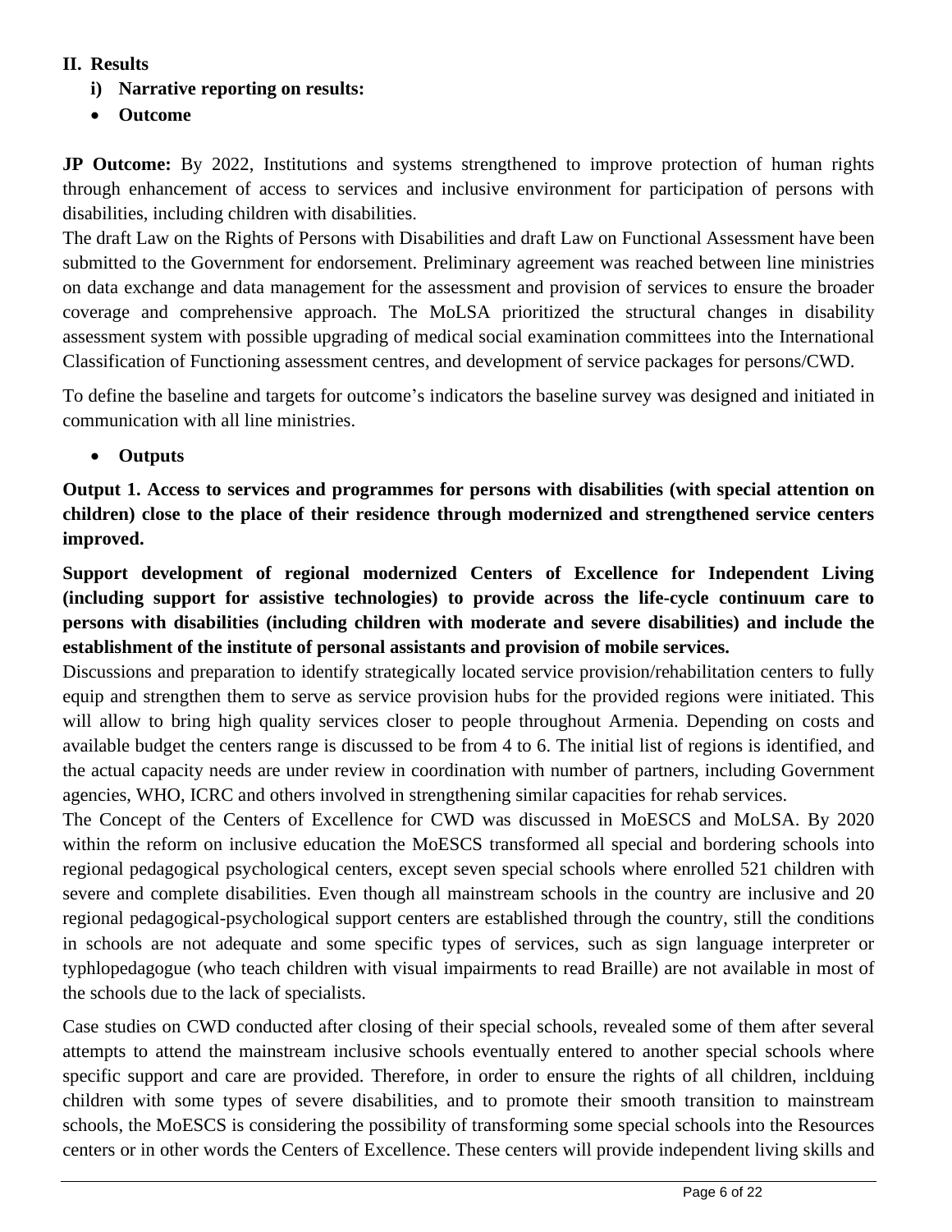## II. Results

### i) Narrative reporting on results:

- **Outcome**

**JP Outcome:** By 2022, Institutions and systems strengthened to improve protection of human rights through enhancement of access to services and inclusive environment for participation of persons with disabilities, including children with disabilities.

The draft Law on the Rights of Persons with Disabilities and draft Law on Functional Assessment have been submitted to the Government for endorsement. Preliminary agreement was reached between line ministries on data exchange and data management for the assessment and provision of services to ensure the broader coverage and comprehensive approach. The MoLSA prioritized the structural changes in disability assessment system with possible upgrading of medical social examination committees into the International Classification of Functioning assessment centres, and development of service packages for persons/CWD.

To define the baseline and targets for outcome's indicators the baseline survey was designed and initiated in communication with all line ministries.

- **Outputs**

**Output 1. Access to services and programmes for persons with disabilities (with special attention on children) close to the place of their residence through modernized and strengthened service centers improved.**

**Support development of regional modernized Centers of Excellence for Independent Living (including support for assistive technologies) to provide across the life-cycle continuum care to persons with disabilities (including children with moderate and severe disabilities) and include the establishment of the institute of personal assistants and provision of mobile services.**

Discussions and preparation to identify strategically located service provision/rehabilitation centers to fully equip and strengthen them to serve as service provision hubs for the provided regions were initiated. This will allow to bring high quality services closer to people throughout Armenia. Depending on costs and available budget the centers range is discussed to be from 4 to 6. The initial list of regions is identified, and the actual capacity needs are under review in coordination with number of partners, including Government agencies, WHO, ICRC and others involved in strengthening similar capacities for rehab services.

The Concept of the Centers of Excellence for CWD was discussed in MoESCS and MoLSA. By 2020 within the reform on inclusive education the MoESCS transformed all special and bordering schools into regional pedagogical psychological centers, except seven special schools where enrolled 521 children with severe and complete disabilities. Even though all mainstream schools in the country are inclusive and 20 regional pedagogical-psychological support centers are established through the country, still the conditions in schools are not adequate and some specific types of services, such as sign language interpreter or typhlopedagogue (who teach children with visual impairments to read Braille) are not available in most of the schools due to the lack of specialists.

Case studies on CWD conducted after closing of their special schools, revealed some of them after several attempts to attend the mainstream inclusive schools eventually entered to another special schools where specific support and care are provided. Therefore, in order to ensure the rights of all children, inclduing children with some types of severe disabilities, and to promote their smooth transition to mainstream schools, the MoESCS is considering the possibility of transforming some special schools into the Resources centers or in other words the Centers of Excellence. These centers will provide independent living skills and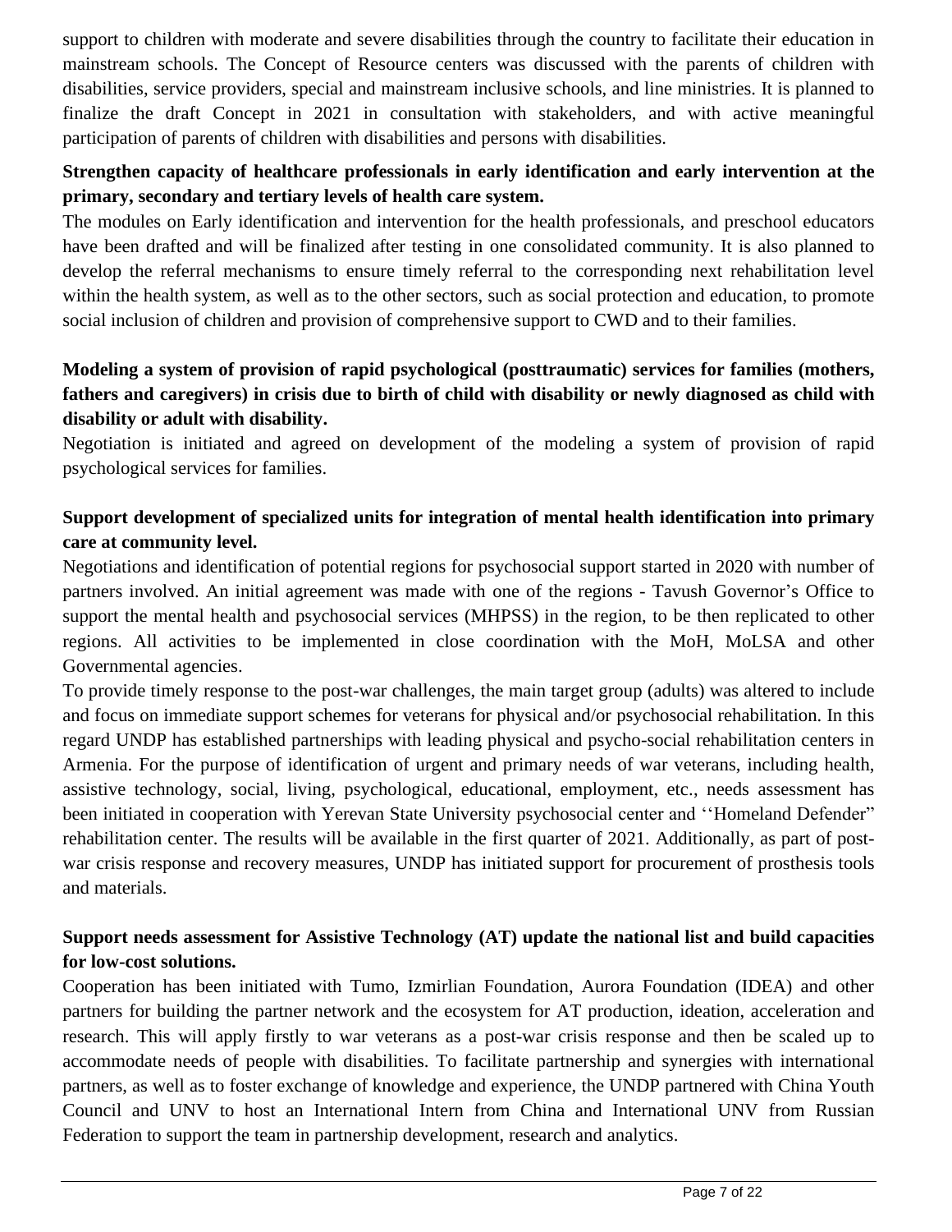support to children with moderate and severe disabilities through the country to facilitate their education in mainstream schools. The Concept of Resource centers was discussed with the parents of children with disabilities, service providers, special and mainstream inclusive schools, and line ministries. It is planned to finalize the draft Concept in 2021 in consultation with stakeholders, and with active meaningful participation of parents of children with disabilities and persons with disabilities.

**Strengthen capacity of healthcare professionals in early identification and early intervention at the primary, secondary and tertiary levels of health care system.**

The modules on Early identification and intervention for the health professionals, and preschool educators have been drafted and will be finalized after testing in one consolidated community. It is also planned to develop the referral mechanisms to ensure timely referral to the corresponding next rehabilitation level within the health system, as well as to the other sectors, such as social protection and education, to promote social inclusion of children and provision of comprehensive support to CWD and to their families.

**Modeling a system of provision of rapid psychological (posttraumatic) services for families (mothers, fathers and caregivers) in crisis due to birth of child with disability or newly diagnosed as child with disability or adult with disability.**

Negotiation is initiated and agreed on development of the modeling a system of provision of rapid psychological services for families.

**Support development of specialized units for integration of mental health identification into primary care at community level.**

Negotiations and identification of potential regions for psychosocial support started in 2020 with number of partners involved. An initial agreement was made with one of the regions - Tavush Governor's Office to support the mental health and psychosocial services (MHPSS) in the region, to be then replicated to other regions. All activities to be implemented in close coordination with the MoH, MoLSA and other Governmental agencies.

To provide timely response to the post-war challenges, the main target group (adults) was altered to include and focus on immediate support schemes for veterans for physical and/or psychosocial rehabilitation. In this regard UNDP has established partnerships with leading physical and psycho-social rehabilitation centers in Armenia. For the purpose of identification of urgent and primary needs of war veterans, including health, assistive technology, social, living, psychological, educational, employment, etc., needs assessment has been initiated in cooperation with Yerevan State University psychosocial center and ''Homeland Defender" rehabilitation center. The results will be available in the first quarter of 2021. Additionally, as part of post-war crisis response and recovery measures, UNDP has initiated support for procurement of prosthesis tools and materials.

**Support needs assessment for Assistive Technology (AT) update the national list and build capacities for low-cost solutions.**

Cooperation has been initiated with Tumo, Izmirlian Foundation, Aurora Foundation (IDEA) and other partners for building the partner network and the ecosystem for AT production, ideation, acceleration and research. This will apply firstly to war veterans as a post-war crisis response and then be scaled up to accommodate needs of people with disabilities. To facilitate partnership and synergies with international partners, as well as to foster exchange of knowledge and experience, the UNDP partnered with China Youth Council and UNV to host an International Intern from China and International UNV from Russian Federation to support the team in partnership development, research and analytics.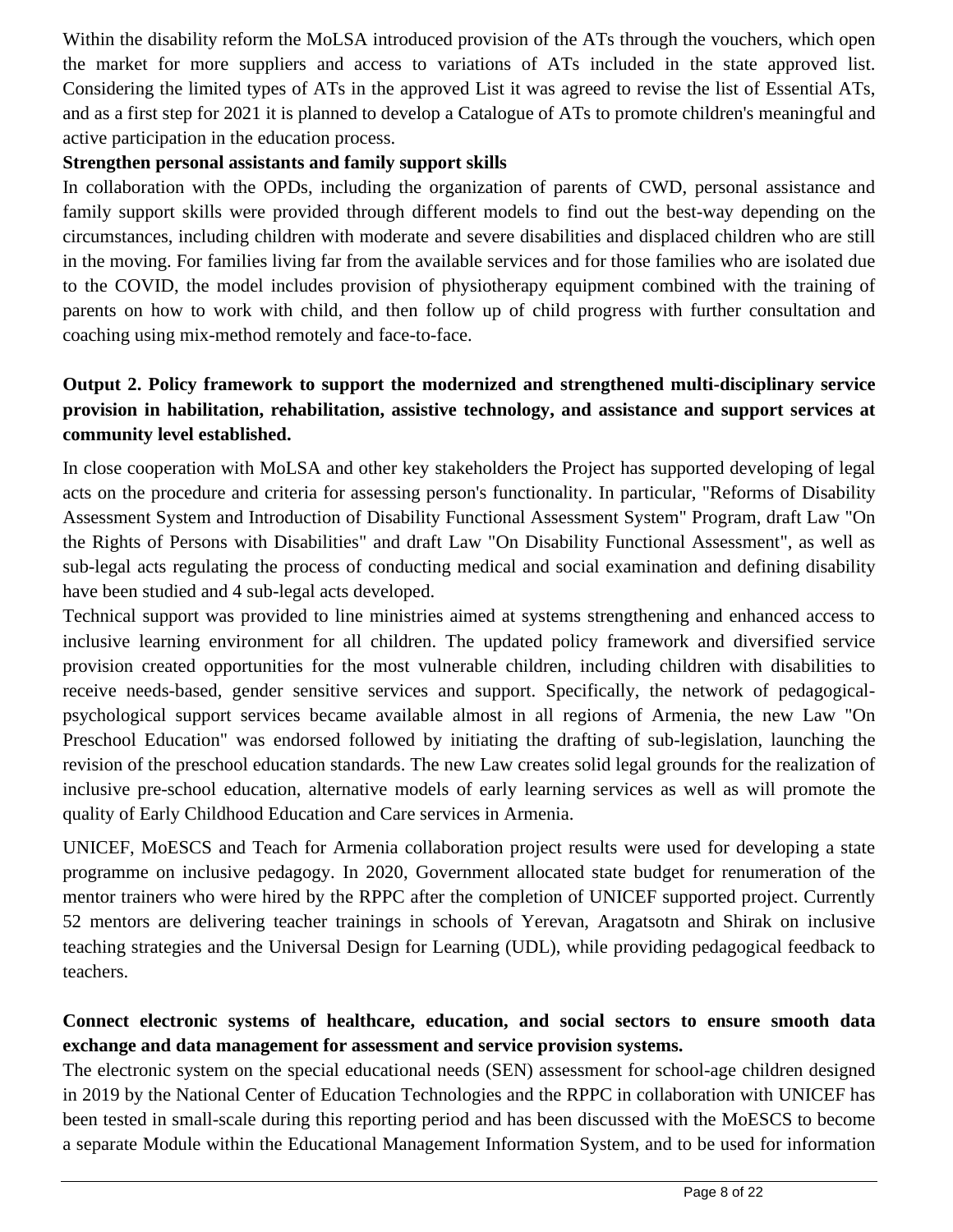Within the disability reform the MoLSA introduced provision of the ATs through the vouchers, which open the market for more suppliers and access to variations of ATs included in the state approved list. Considering the limited types of ATs in the approved List it was agreed to revise the list of Essential ATs, and as a first step for 2021 it is planned to develop a Catalogue of ATs to promote children's meaningful and active participation in the education process.

**Strengthen personal assistants and family support skills**

In collaboration with the OPDs, including the organization of parents of CWD, personal assistance and family support skills were provided through different models to find out the best-way depending on the circumstances, including children with moderate and severe disabilities and displaced children who are still in the moving. For families living far from the available services and for those families who are isolated due to the COVID, the model includes provision of physiotherapy equipment combined with the training of parents on how to work with child, and then follow up of child progress with further consultation and coaching using mix-method remotely and face-to-face.

**Output 2. Policy framework to support the modernized and strengthened multi-disciplinary service provision in habilitation, rehabilitation, assistive technology, and assistance and support services at community level established.**

In close cooperation with MoLSA and other key stakeholders the Project has supported developing of legal acts on the procedure and criteria for assessing person's functionality. In particular, "Reforms of Disability Assessment System and Introduction of Disability Functional Assessment System" Program, draft Law "On the Rights of Persons with Disabilities" and draft Law "On Disability Functional Assessment", as well as sub-legal acts regulating the process of conducting medical and social examination and defining disability have been studied and 4 sub-legal acts developed.

Technical support was provided to line ministries aimed at systems strengthening and enhanced access to inclusive learning environment for all children. The updated policy framework and diversified service provision created opportunities for the most vulnerable children, including children with disabilities to receive needs-based, gender sensitive services and support. Specifically, the network of pedagogical-psychological support services became available almost in all regions of Armenia, the new Law "On Preschool Education" was endorsed followed by initiating the drafting of sub-legislation, launching the revision of the preschool education standards. The new Law creates solid legal grounds for the realization of inclusive pre-school education, alternative models of early learning services as well as will promote the quality of Early Childhood Education and Care services in Armenia.

UNICEF, MoESCS and Teach for Armenia collaboration project results were used for developing a state programme on inclusive pedagogy. In 2020, Government allocated state budget for renumeration of the mentor trainers who were hired by the RPPC after the completion of UNICEF supported project. Currently 52 mentors are delivering teacher trainings in schools of Yerevan, Aragatsotn and Shirak on inclusive teaching strategies and the Universal Design for Learning (UDL), while providing pedagogical feedback to teachers.

**Connect electronic systems of healthcare, education, and social sectors to ensure smooth data exchange and data management for assessment and service provision systems.**

The electronic system on the special educational needs (SEN) assessment for school-age children designed in 2019 by the National Center of Education Technologies and the RPPC in collaboration with UNICEF has been tested in small-scale during this reporting period and has been discussed with the MoESCS to become a separate Module within the Educational Management Information System, and to be used for information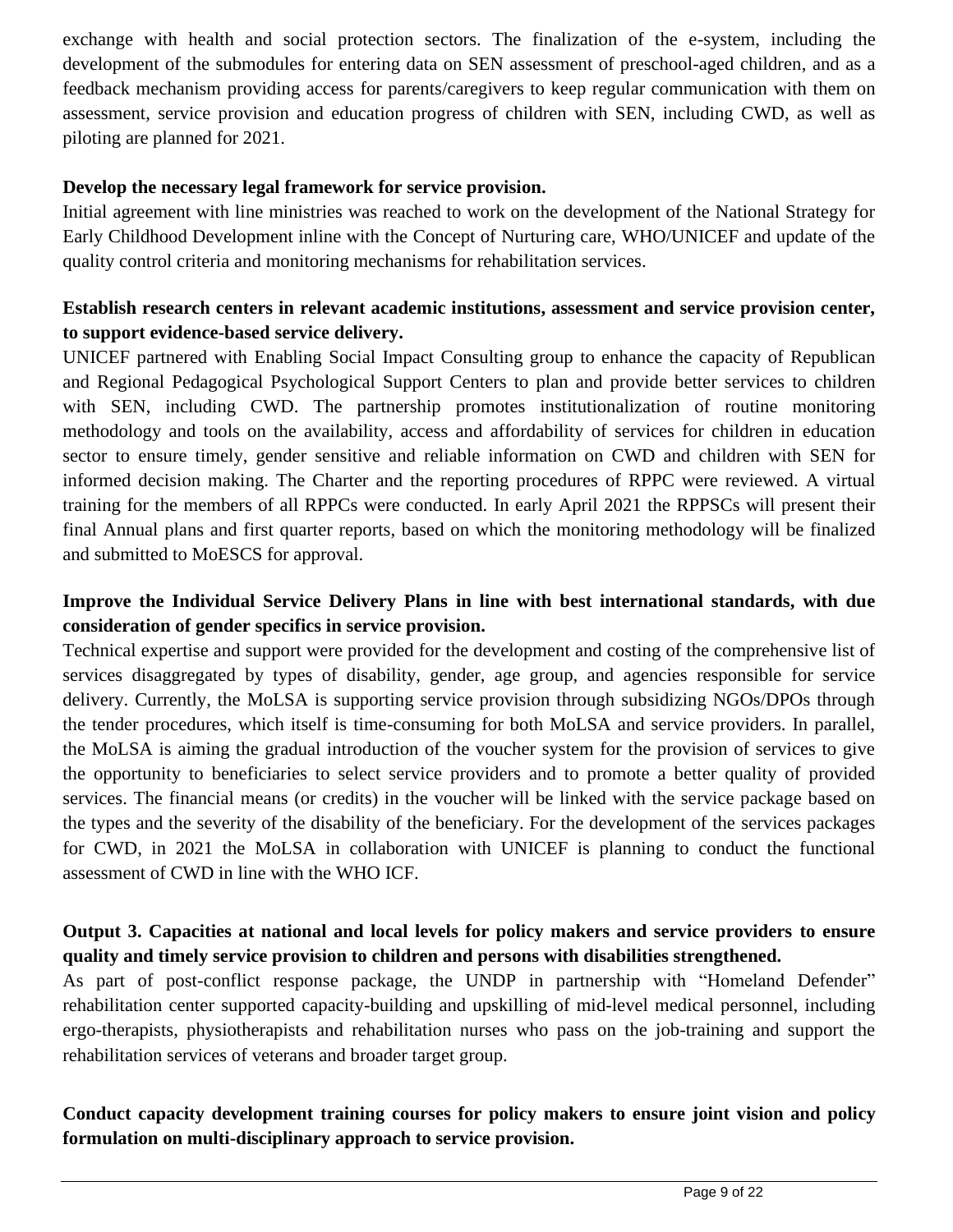exchange with health and social protection sectors. The finalization of the e-system, including the development of the submodules for entering data on SEN assessment of preschool-aged children, and as a feedback mechanism providing access for parents/caregivers to keep regular communication with them on assessment, service provision and education progress of children with SEN, including CWD, as well as piloting are planned for 2021.

**Develop the necessary legal framework for service provision.**

Initial agreement with line ministries was reached to work on the development of the National Strategy for Early Childhood Development inline with the Concept of Nurturing care, WHO/UNICEF and update of the quality control criteria and monitoring mechanisms for rehabilitation services.

**Establish research centers in relevant academic institutions, assessment and service provision center, to support evidence-based service delivery.**

UNICEF partnered with Enabling Social Impact Consulting group to enhance the capacity of Republican and Regional Pedagogical Psychological Support Centers to plan and provide better services to children with SEN, including CWD. The partnership promotes institutionalization of routine monitoring methodology and tools on the availability, access and affordability of services for children in education sector to ensure timely, gender sensitive and reliable information on CWD and children with SEN for informed decision making. The Charter and the reporting procedures of RPPC were reviewed. A virtual training for the members of all RPPCs were conducted. In early April 2021 the RPPSCs will present their final Annual plans and first quarter reports, based on which the monitoring methodology will be finalized and submitted to MoESCS for approval.

**Improve the Individual Service Delivery Plans in line with best international standards, with due consideration of gender specifics in service provision.**

Technical expertise and support were provided for the development and costing of the comprehensive list of services disaggregated by types of disability, gender, age group, and agencies responsible for service delivery. Currently, the MoLSA is supporting service provision through subsidizing NGOs/DPOs through the tender procedures, which itself is time-consuming for both MoLSA and service providers. In parallel, the MoLSA is aiming the gradual introduction of the voucher system for the provision of services to give the opportunity to beneficiaries to select service providers and to promote a better quality of provided services. The financial means (or credits) in the voucher will be linked with the service package based on the types and the severity of the disability of the beneficiary. For the development of the services packages for CWD, in 2021 the MoLSA in collaboration with UNICEF is planning to conduct the functional assessment of CWD in line with the WHO ICF.

**Output 3. Capacities at national and local levels for policy makers and service providers to ensure quality and timely service provision to children and persons with disabilities strengthened.**

As part of post-conflict response package, the UNDP in partnership with "Homeland Defender" rehabilitation center supported capacity-building and upskilling of mid-level medical personnel, including ergo-therapists, physiotherapists and rehabilitation nurses who pass on the job-training and support the rehabilitation services of veterans and broader target group.

**Conduct capacity development training courses for policy makers to ensure joint vision and policy formulation on multi-disciplinary approach to service provision.**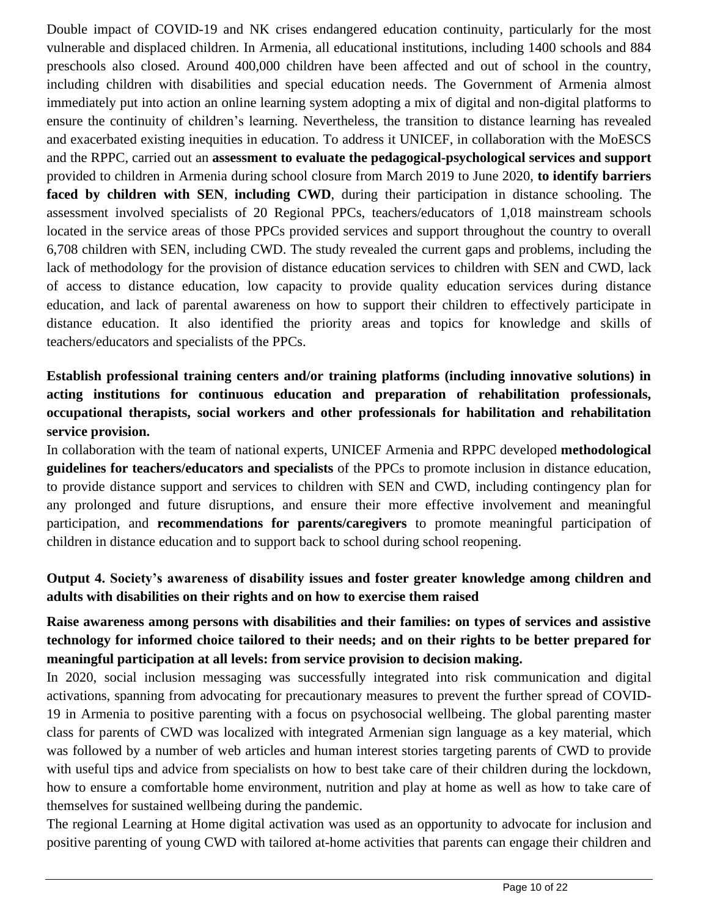Double impact of COVID-19 and NK crises endangered education continuity, particularly for the most vulnerable and displaced children. In Armenia, all educational institutions, including 1400 schools and 884 preschools also closed. Around 400,000 children have been affected and out of school in the country, including children with disabilities and special education needs. The Government of Armenia almost immediately put into action an online learning system adopting a mix of digital and non-digital platforms to ensure the continuity of children's learning. Nevertheless, the transition to distance learning has revealed and exacerbated existing inequities in education. To address it UNICEF, in collaboration with the MoESCS and the RPPC, carried out an **assessment to evaluate the pedagogical-psychological services and support** provided to children in Armenia during school closure from March 2019 to June 2020, **to identify barriers faced by children with SEN**, **including CWD**, during their participation in distance schooling. The assessment involved specialists of 20 Regional PPCs, teachers/educators of 1,018 mainstream schools located in the service areas of those PPCs provided services and support throughout the country to overall 6,708 children with SEN, including CWD. The study revealed the current gaps and problems, including the lack of methodology for the provision of distance education services to children with SEN and CWD, lack of access to distance education, low capacity to provide quality education services during distance education, and lack of parental awareness on how to support their children to effectively participate in distance education. It also identified the priority areas and topics for knowledge and skills of teachers/educators and specialists of the PPCs.

**Establish professional training centers and/or training platforms (including innovative solutions) in acting institutions for continuous education and preparation of rehabilitation professionals, occupational therapists, social workers and other professionals for habilitation and rehabilitation service provision.**

In collaboration with the team of national experts, UNICEF Armenia and RPPC developed **methodological guidelines for teachers/educators and specialists** of the PPCs to promote inclusion in distance education, to provide distance support and services to children with SEN and CWD, including contingency plan for any prolonged and future disruptions, and ensure their more effective involvement and meaningful participation, and **recommendations for parents/caregivers** to promote meaningful participation of children in distance education and to support back to school during school reopening.

**Output 4. Society's awareness of disability issues and foster greater knowledge among children and adults with disabilities on their rights and on how to exercise them raised**

**Raise awareness among persons with disabilities and their families: on types of services and assistive technology for informed choice tailored to their needs; and on their rights to be better prepared for meaningful participation at all levels: from service provision to decision making.**

In 2020, social inclusion messaging was successfully integrated into risk communication and digital activations, spanning from advocating for precautionary measures to prevent the further spread of COVID-19 in Armenia to positive parenting with a focus on psychosocial wellbeing. The global parenting master class for parents of CWD was localized with integrated Armenian sign language as a key material, which was followed by a number of web articles and human interest stories targeting parents of CWD to provide with useful tips and advice from specialists on how to best take care of their children during the lockdown, how to ensure a comfortable home environment, nutrition and play at home as well as how to take care of themselves for sustained wellbeing during the pandemic.

The regional Learning at Home digital activation was used as an opportunity to advocate for inclusion and positive parenting of young CWD with tailored at-home activities that parents can engage their children and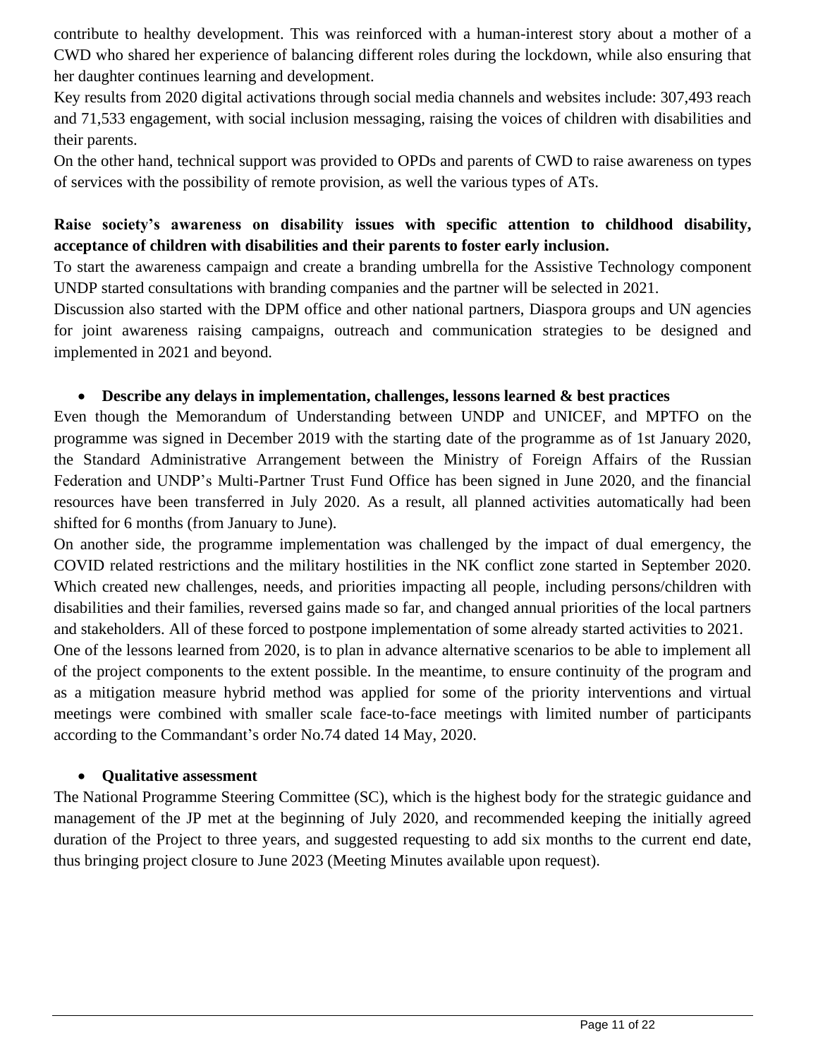contribute to healthy development. This was reinforced with a human-interest story about a mother of a CWD who shared her experience of balancing different roles during the lockdown, while also ensuring that her daughter continues learning and development.

Key results from 2020 digital activations through social media channels and websites include: 307,493 reach and 71,533 engagement, with social inclusion messaging, raising the voices of children with disabilities and their parents.

On the other hand, technical support was provided to OPDs and parents of CWD to raise awareness on types of services with the possibility of remote provision, as well the various types of ATs.

**Raise society's awareness on disability issues with specific attention to childhood disability, acceptance of children with disabilities and their parents to foster early inclusion.**

To start the awareness campaign and create a branding umbrella for the Assistive Technology component UNDP started consultations with branding companies and the partner will be selected in 2021.

Discussion also started with the DPM office and other national partners, Diaspora groups and UN agencies for joint awareness raising campaigns, outreach and communication strategies to be designed and implemented in 2021 and beyond.

- **Describe any delays in implementation, challenges, lessons learned & best practices**

Even though the Memorandum of Understanding between UNDP and UNICEF, and MPTFO on the programme was signed in December 2019 with the starting date of the programme as of 1st January 2020, the Standard Administrative Arrangement between the Ministry of Foreign Affairs of the Russian Federation and UNDP's Multi-Partner Trust Fund Office has been signed in June 2020, and the financial resources have been transferred in July 2020. As a result, all planned activities automatically had been shifted for 6 months (from January to June).

On another side, the programme implementation was challenged by the impact of dual emergency, the COVID related restrictions and the military hostilities in the NK conflict zone started in September 2020. Which created new challenges, needs, and priorities impacting all people, including persons/children with disabilities and their families, reversed gains made so far, and changed annual priorities of the local partners and stakeholders. All of these forced to postpone implementation of some already started activities to 2021.

One of the lessons learned from 2020, is to plan in advance alternative scenarios to be able to implement all of the project components to the extent possible. In the meantime, to ensure continuity of the program and as a mitigation measure hybrid method was applied for some of the priority interventions and virtual meetings were combined with smaller scale face-to-face meetings with limited number of participants according to the Commandant's order No.74 dated 14 May, 2020.

- **Qualitative assessment**

The National Programme Steering Committee (SC), which is the highest body for the strategic guidance and management of the JP met at the beginning of July 2020, and recommended keeping the initially agreed duration of the Project to three years, and suggested requesting to add six months to the current end date, thus bringing project closure to June 2023 (Meeting Minutes available upon request).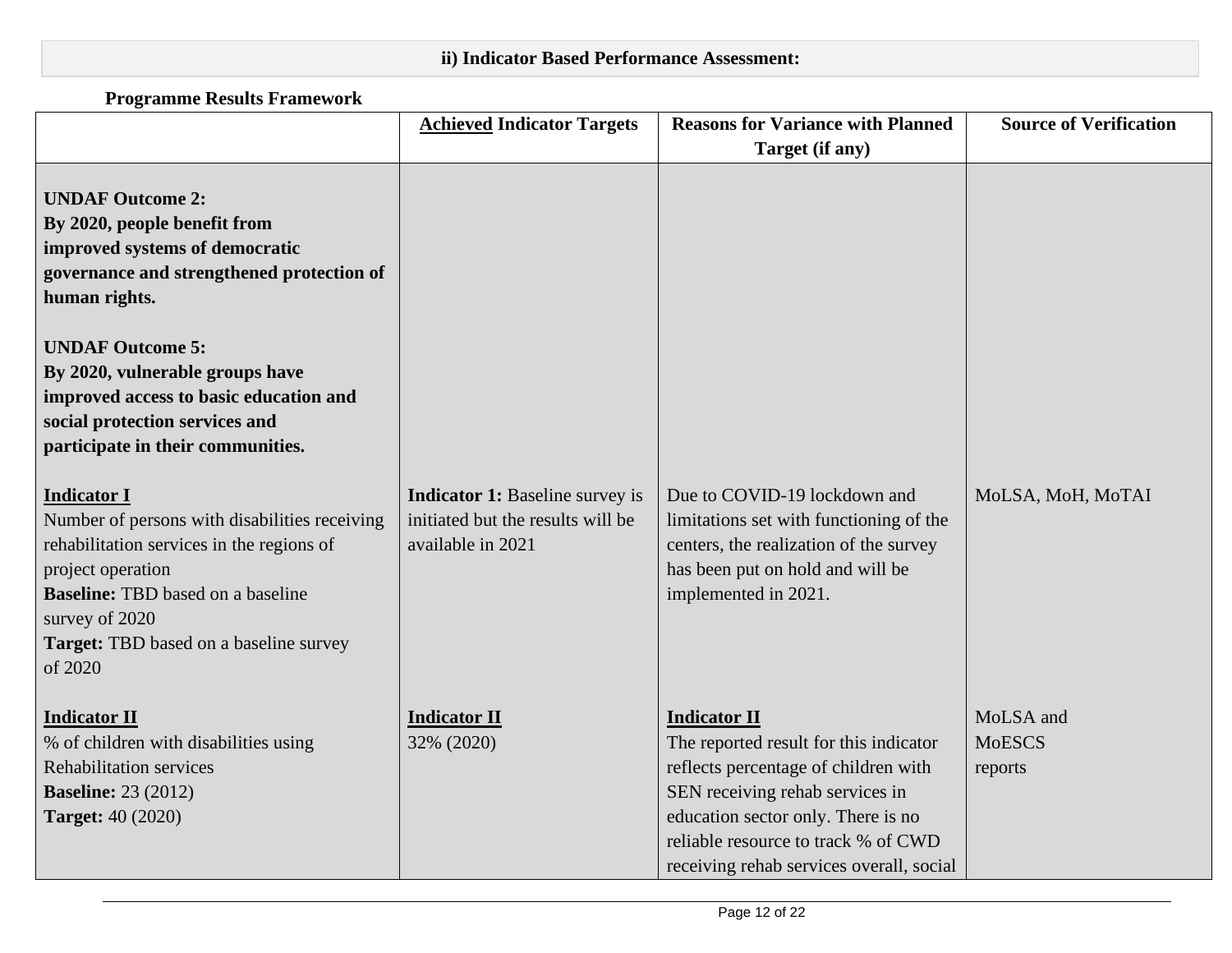### ii) Indicator Based Performance Assessment:

**Programme Results Framework**

| | **Achieved Indicator Targets** | **Reasons for Variance with Planned Target (if any)** | **Source of Verification** |
|---|---|---|---|
| **UNDAF Outcome 2:**<br>**By 2020, people benefit from improved systems of democratic governance and strengthened protection of human rights.**<br><br>**UNDAF Outcome 5:**<br>**By 2020, vulnerable groups have improved access to basic education and social protection services and participate in their communities.** | | | |
| **Indicator I**<br>Number of persons with disabilities receiving rehabilitation services in the regions of project operation<br>**Baseline:** TBD based on a baseline survey of 2020<br>**Target:** TBD based on a baseline survey of 2020 | **Indicator 1:** Baseline survey is initiated but the results will be available in 2021 | Due to COVID-19 lockdown and limitations set with functioning of the centers, the realization of the survey has been put on hold and will be implemented in 2021. | MoLSA, MoH, MoTAI |
| **Indicator II**<br>% of children with disabilities using Rehabilitation services<br>**Baseline:** 23 (2012)<br>**Target:** 40 (2020) | **Indicator II**<br>32% (2020) | **Indicator II**<br>The reported result for this indicator reflects percentage of children with SEN receiving rehab services in education sector only. There is no reliable resource to track % of CWD receiving rehab services overall, social | MoLSA and MoESCS reports |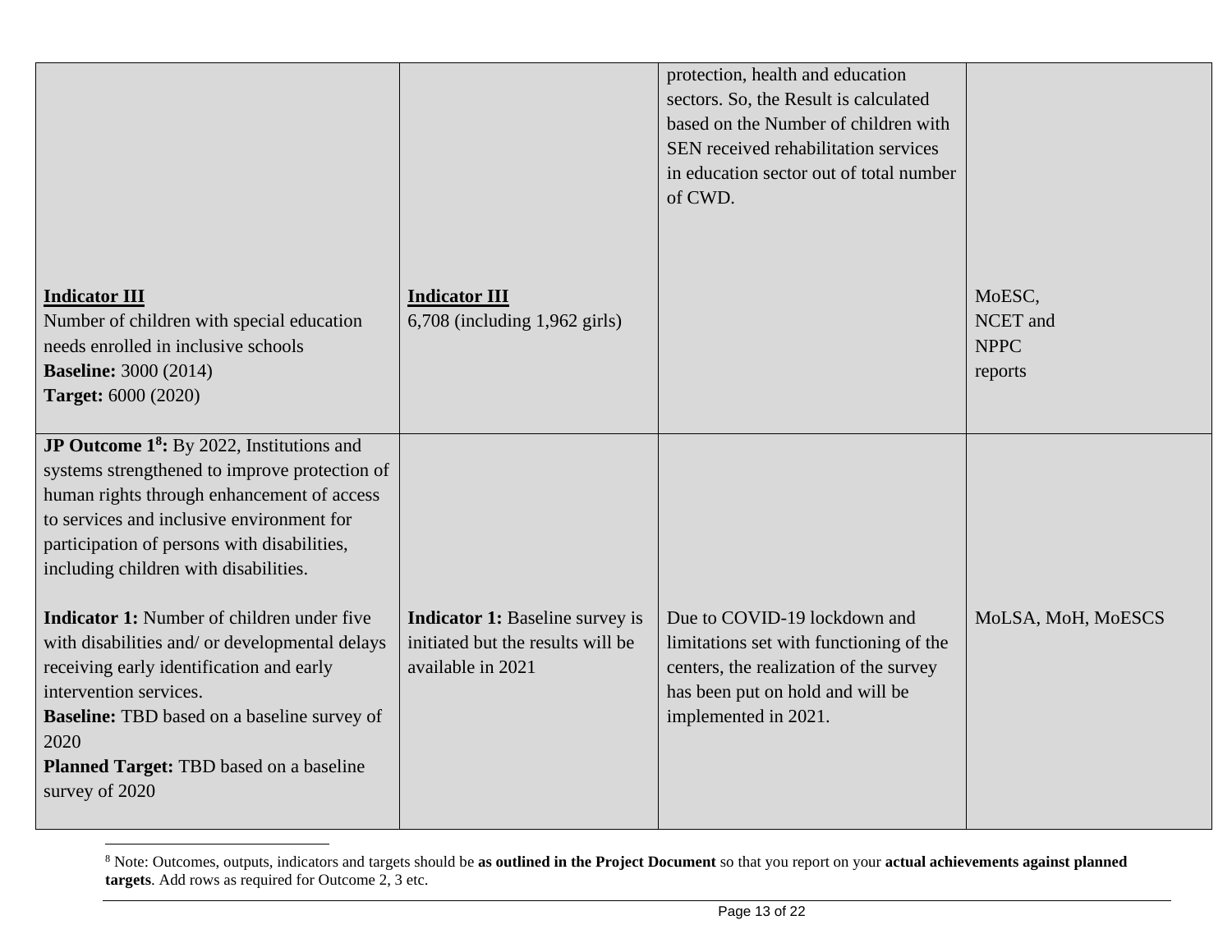| | | | |
|---|---|---|---|
| | | protection, health and education sectors. So, the Result is calculated based on the Number of children with SEN received rehabilitation services in education sector out of total number of CWD. | |
| **Indicator III**<br>Number of children with special education needs enrolled in inclusive schools<br>**Baseline:** 3000 (2014)<br>**Target:** 6000 (2020) | **Indicator III**<br>6,708 (including 1,962 girls) | | MoESC, NCET and NPPC reports |
| **JP Outcome 1[8]:** By 2022, Institutions and systems strengthened to improve protection of human rights through enhancement of access to services and inclusive environment for participation of persons with disabilities, including children with disabilities.<br><br>**Indicator 1:** Number of children under five with disabilities and/ or developmental delays receiving early identification and early intervention services.<br>**Baseline:** TBD based on a baseline survey of 2020<br>**Planned Target:** TBD based on a baseline survey of 2020 | **Indicator 1:** Baseline survey is initiated but the results will be available in 2021 | Due to COVID-19 lockdown and limitations set with functioning of the centers, the realization of the survey has been put on hold and will be implemented in 2021. | MoLSA, MoH, MoESCS |

[8] Note: Outcomes, outputs, indicators and targets should be **as outlined in the Project Document** so that you report on your **actual achievements against planned targets**. Add rows as required for Outcome 2, 3 etc.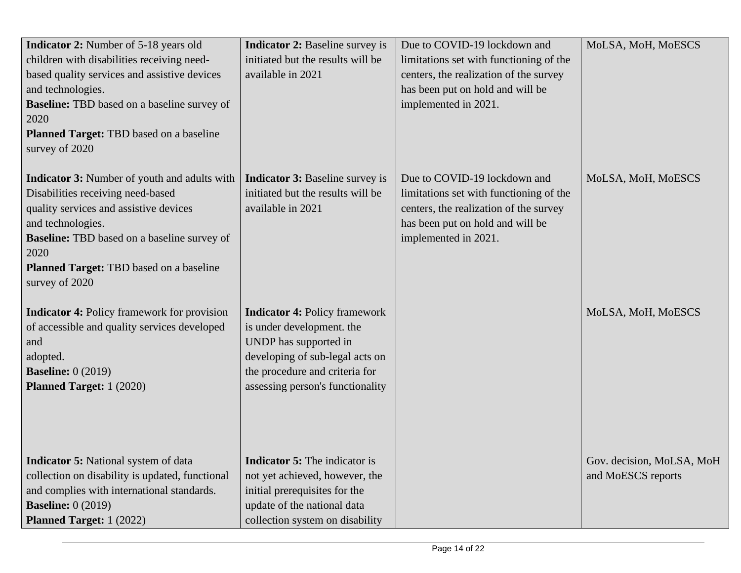| | | | |
|---|---|---|---|
| **Indicator 2:** Number of 5-18 years old children with disabilities receiving need-based quality services and assistive devices and technologies.<br>**Baseline:** TBD based on a baseline survey of 2020<br>**Planned Target:** TBD based on a baseline survey of 2020 | **Indicator 2:** Baseline survey is initiated but the results will be available in 2021 | Due to COVID-19 lockdown and limitations set with functioning of the centers, the realization of the survey has been put on hold and will be implemented in 2021. | MoLSA, MoH, MoESCS |
| **Indicator 3:** Number of youth and adults with Disabilities receiving need-based quality services and assistive devices and technologies.<br>**Baseline:** TBD based on a baseline survey of 2020<br>**Planned Target:** TBD based on a baseline survey of 2020 | **Indicator 3:** Baseline survey is initiated but the results will be available in 2021 | Due to COVID-19 lockdown and limitations set with functioning of the centers, the realization of the survey has been put on hold and will be implemented in 2021. | MoLSA, MoH, MoESCS |
| **Indicator 4:** Policy framework for provision of accessible and quality services developed and adopted.<br>**Baseline:** 0 (2019)<br>**Planned Target:** 1 (2020) | **Indicator 4:** Policy framework is under development. the UNDP has supported in developing of sub-legal acts on the procedure and criteria for assessing person's functionality | | MoLSA, MoH, MoESCS |
| **Indicator 5:** National system of data collection on disability is updated, functional and complies with international standards.<br>**Baseline:** 0 (2019)<br>**Planned Target:** 1 (2022) | **Indicator 5:** The indicator is not yet achieved, however, the initial prerequisites for the update of the national data collection system on disability | | Gov. decision, MoLSA, MoH and MoESCS reports |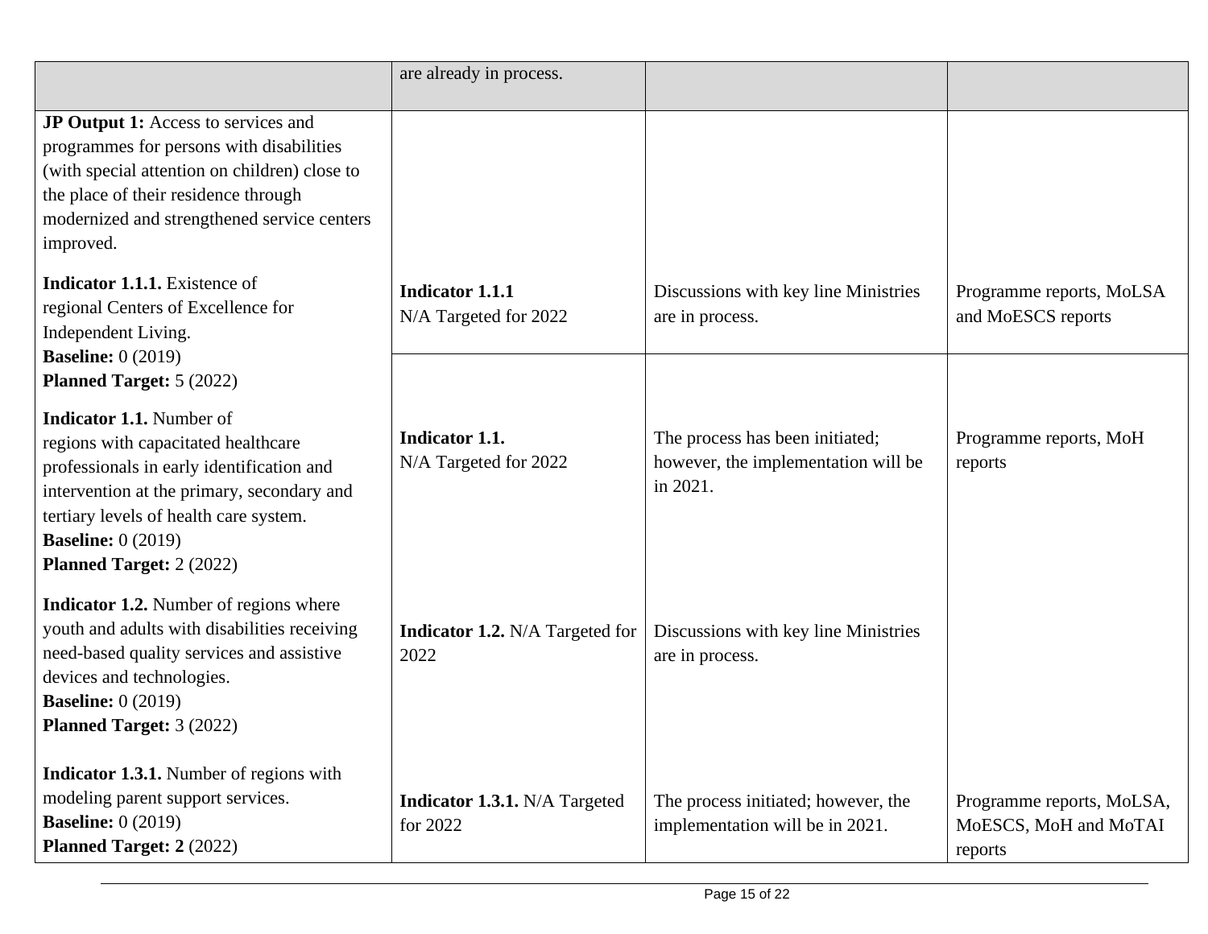| | | | |
|---|---|---|---|
| | are already in process. | | |
| **JP Output 1:** Access to services and programmes for persons with disabilities (with special attention on children) close to the place of their residence through modernized and strengthened service centers improved. | | | |
| **Indicator 1.1.1.** Existence of regional Centers of Excellence for Independent Living.<br>**Baseline:** 0 (2019)<br>**Planned Target:** 5 (2022) | **Indicator 1.1.1**<br>N/A Targeted for 2022 | Discussions with key line Ministries are in process. | Programme reports, MoLSA and MoESCS reports |
| **Indicator 1.1.** Number of regions with capacitated healthcare professionals in early identification and intervention at the primary, secondary and tertiary levels of health care system.<br>**Baseline:** 0 (2019)<br>**Planned Target:** 2 (2022) | **Indicator 1.1.**<br>N/A Targeted for 2022 | The process has been initiated; however, the implementation will be in 2021. | Programme reports, MoH reports |
| **Indicator 1.2.** Number of regions where youth and adults with disabilities receiving need-based quality services and assistive devices and technologies.<br>**Baseline:** 0 (2019)<br>**Planned Target:** 3 (2022) | **Indicator 1.2.** N/A Targeted for 2022 | Discussions with key line Ministries are in process. | |
| **Indicator 1.3.1.** Number of regions with modeling parent support services.<br>**Baseline:** 0 (2019)<br>**Planned Target: 2** (2022) | **Indicator 1.3.1.** N/A Targeted for 2022 | The process initiated; however, the implementation will be in 2021. | Programme reports, MoLSA, MoESCS, MoH and MoTAI reports |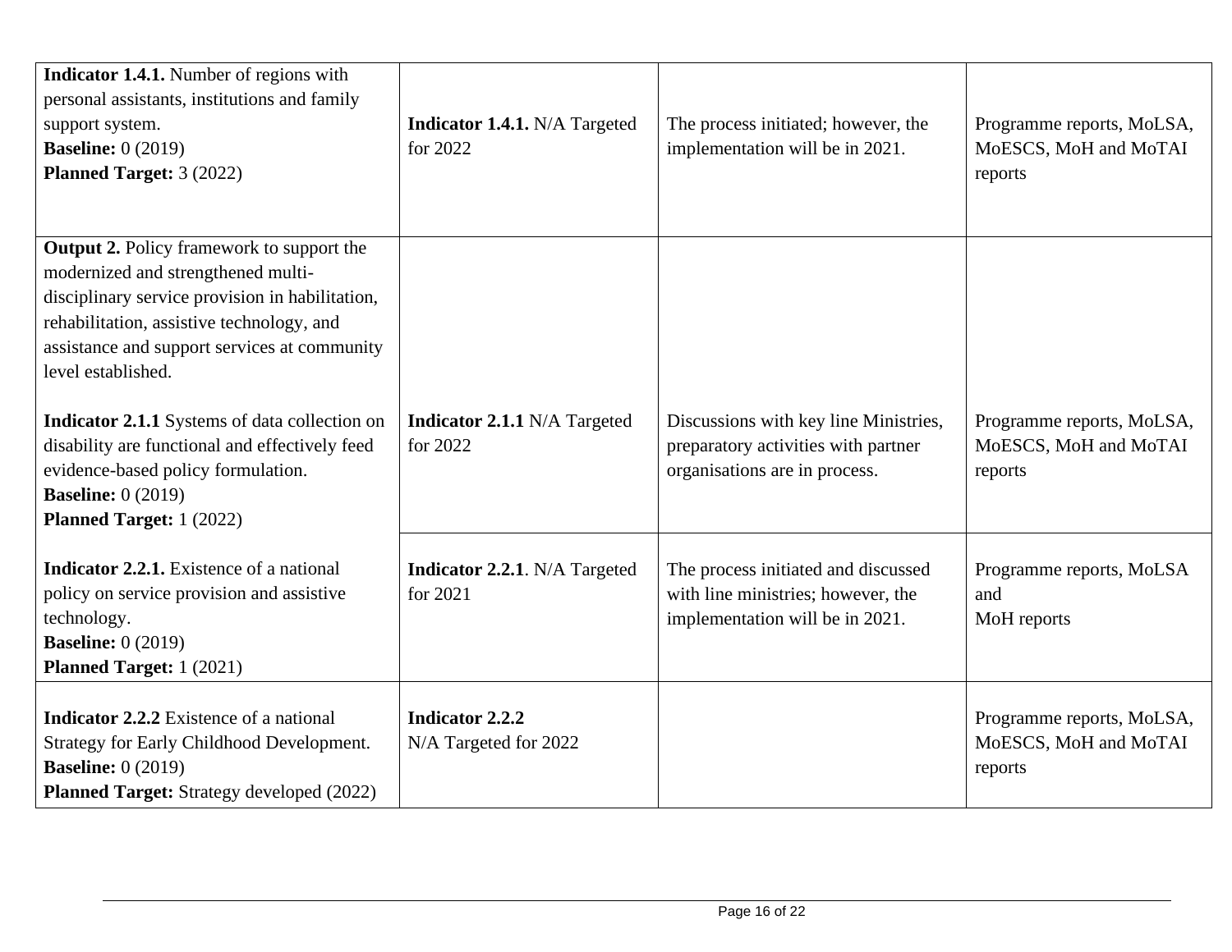| | | | |
|---|---|---|---|
| **Indicator 1.4.1.** Number of regions with personal assistants, institutions and family support system.<br>**Baseline:** 0 (2019)<br>**Planned Target:** 3 (2022) | **Indicator 1.4.1.** N/A Targeted for 2022 | The process initiated; however, the implementation will be in 2021. | Programme reports, MoLSA, MoESCS, MoH and MoTAI reports |
| **Output 2.** Policy framework to support the modernized and strengthened multi-disciplinary service provision in habilitation, rehabilitation, assistive technology, and assistance and support services at community level established.<br><br>**Indicator 2.1.1** Systems of data collection on disability are functional and effectively feed evidence-based policy formulation.<br>**Baseline:** 0 (2019)<br>**Planned Target:** 1 (2022) | **Indicator 2.1.1** N/A Targeted for 2022 | Discussions with key line Ministries, preparatory activities with partner organisations are in process. | Programme reports, MoLSA, MoESCS, MoH and MoTAI reports |
| **Indicator 2.2.1.** Existence of a national policy on service provision and assistive technology.<br>**Baseline:** 0 (2019)<br>**Planned Target:** 1 (2021) | **Indicator 2.2.1**. N/A Targeted for 2021 | The process initiated and discussed with line ministries; however, the implementation will be in 2021. | Programme reports, MoLSA and MoH reports |
| **Indicator 2.2.2** Existence of a national Strategy for Early Childhood Development.<br>**Baseline:** 0 (2019)<br>**Planned Target:** Strategy developed (2022) | **Indicator 2.2.2**<br>N/A Targeted for 2022 | | Programme reports, MoLSA, MoESCS, MoH and MoTAI reports |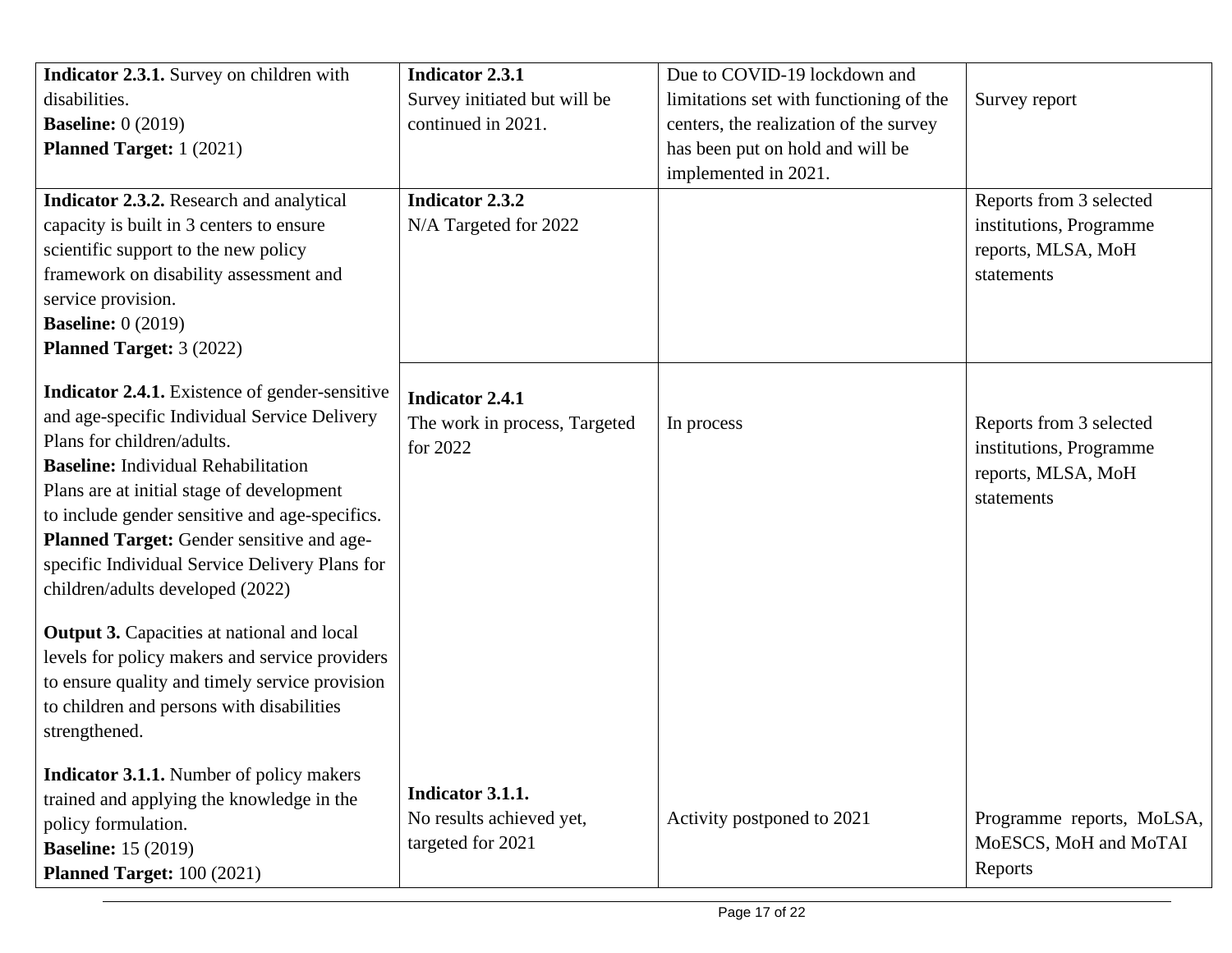| | | | |
|---|---|---|---|
| **Indicator 2.3.1.** Survey on children with disabilities.<br>**Baseline:** 0 (2019)<br>**Planned Target:** 1 (2021) | **Indicator 2.3.1**<br>Survey initiated but will be continued in 2021. | Due to COVID-19 lockdown and limitations set with functioning of the centers, the realization of the survey has been put on hold and will be implemented in 2021. | Survey report |
| **Indicator 2.3.2.** Research and analytical capacity is built in 3 centers to ensure scientific support to the new policy framework on disability assessment and service provision.<br>**Baseline:** 0 (2019)<br>**Planned Target:** 3 (2022) | **Indicator 2.3.2**<br>N/A Targeted for 2022 | | Reports from 3 selected institutions, Programme reports, MLSA, MoH statements |
| **Indicator 2.4.1.** Existence of gender-sensitive and age-specific Individual Service Delivery Plans for children/adults.<br>**Baseline:** Individual Rehabilitation Plans are at initial stage of development to include gender sensitive and age-specifics.<br>**Planned Target:** Gender sensitive and age-specific Individual Service Delivery Plans for children/adults developed (2022)<br><br>**Output 3.** Capacities at national and local levels for policy makers and service providers to ensure quality and timely service provision to children and persons with disabilities strengthened.<br><br>**Indicator 3.1.1.** Number of policy makers trained and applying the knowledge in the policy formulation.<br>**Baseline:** 15 (2019)<br>**Planned Target:** 100 (2021) | **Indicator 2.4.1**<br>The work in process, Targeted for 2022<br><br><br><br><br><br><br><br><br>**Indicator 3.1.1.**<br>No results achieved yet, targeted for 2021 | In process<br><br><br><br><br><br><br><br><br><br>Activity postponed to 2021 | Reports from 3 selected institutions, Programme reports, MLSA, MoH statements<br><br><br><br><br><br><br><br>Programme reports, MoLSA, MoESCS, MoH and MoTAI Reports |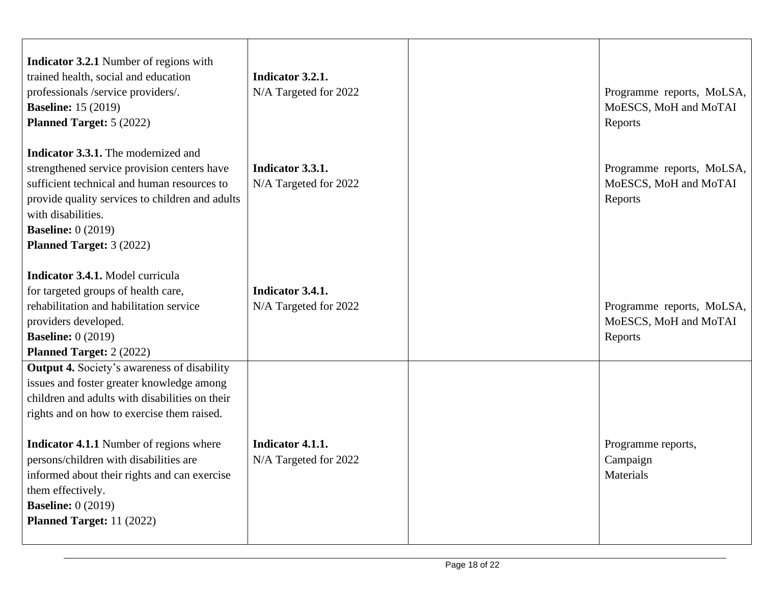| | | | |
|---|---|---|---|
| **Indicator 3.2.1** Number of regions with trained health, social and education professionals /service providers/.<br>**Baseline:** 15 (2019)<br>**Planned Target:** 5 (2022)<br><br>**Indicator 3.3.1.** The modernized and strengthened service provision centers have sufficient technical and human resources to provide quality services to children and adults with disabilities.<br>**Baseline:** 0 (2019)<br>**Planned Target:** 3 (2022)<br><br>**Indicator 3.4.1.** Model curricula for targeted groups of health care, rehabilitation and habilitation service providers developed.<br>**Baseline:** 0 (2019)<br>**Planned Target:** 2 (2022) | **Indicator 3.2.1.**<br>N/A Targeted for 2022<br><br>**Indicator 3.3.1.**<br>N/A Targeted for 2022<br><br>**Indicator 3.4.1.**<br>N/A Targeted for 2022 | | Programme reports, MoLSA, MoESCS, MoH and MoTAI Reports<br><br>Programme reports, MoLSA, MoESCS, MoH and MoTAI Reports<br><br>Programme reports, MoLSA, MoESCS, MoH and MoTAI Reports |
| **Output 4.** Society's awareness of disability issues and foster greater knowledge among children and adults with disabilities on their rights and on how to exercise them raised.<br><br>**Indicator 4.1.1** Number of regions where persons/children with disabilities are informed about their rights and can exercise them effectively.<br>**Baseline:** 0 (2019)<br>**Planned Target:** 11 (2022) | **Indicator 4.1.1.**<br>N/A Targeted for 2022 | | Programme reports, Campaign Materials |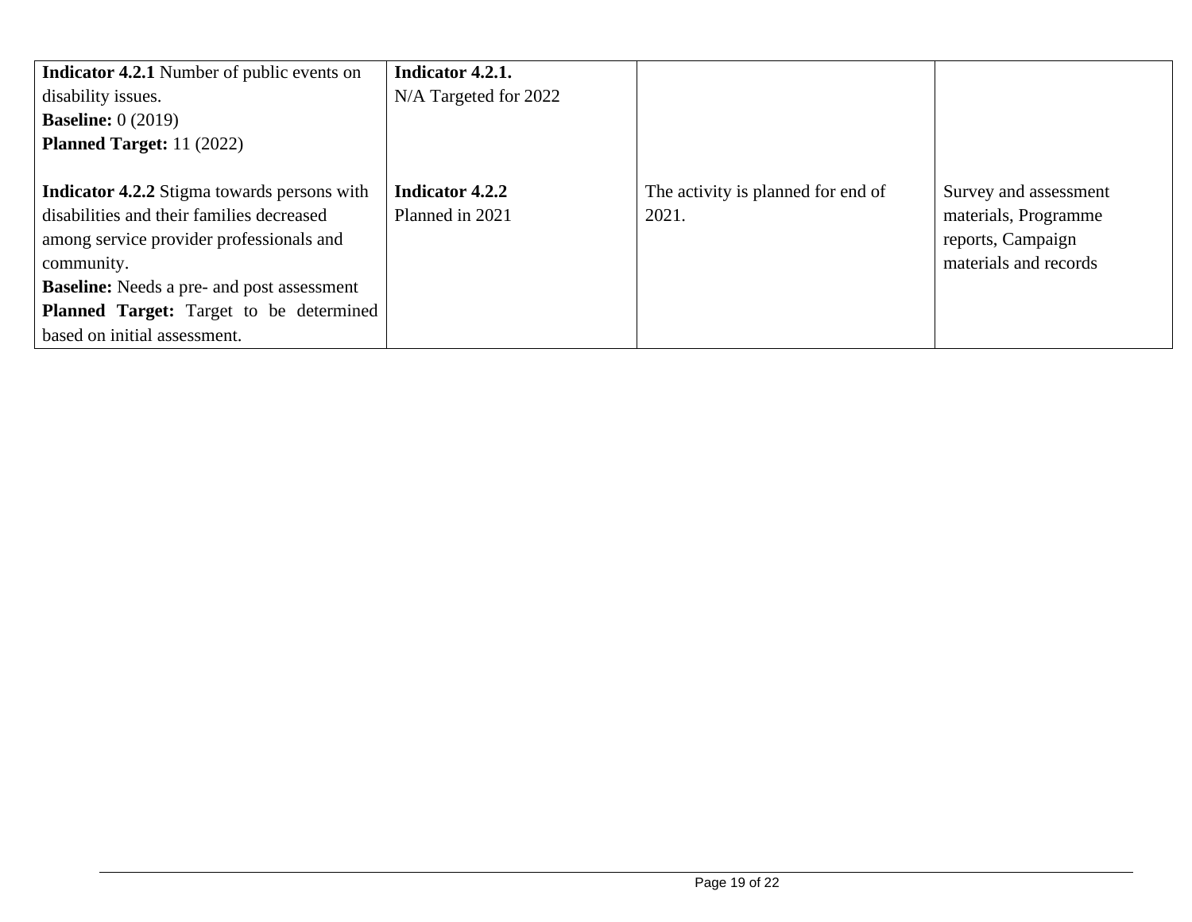|  |  |  |  |
|---|---|---|---|
| **Indicator 4.2.1** Number of public events on disability issues.<br>**Baseline:** 0 (2019)<br>**Planned Target:** 11 (2022) | **Indicator 4.2.1.**<br>N/A Targeted for 2022 |  |  |
| **Indicator 4.2.2** Stigma towards persons with disabilities and their families decreased among service provider professionals and community.<br>**Baseline:** Needs a pre- and post assessment<br>**Planned Target:** Target to be determined based on initial assessment. | **Indicator 4.2.2**<br>Planned in 2021 | The activity is planned for end of 2021. | Survey and assessment materials, Programme reports, Campaign materials and records |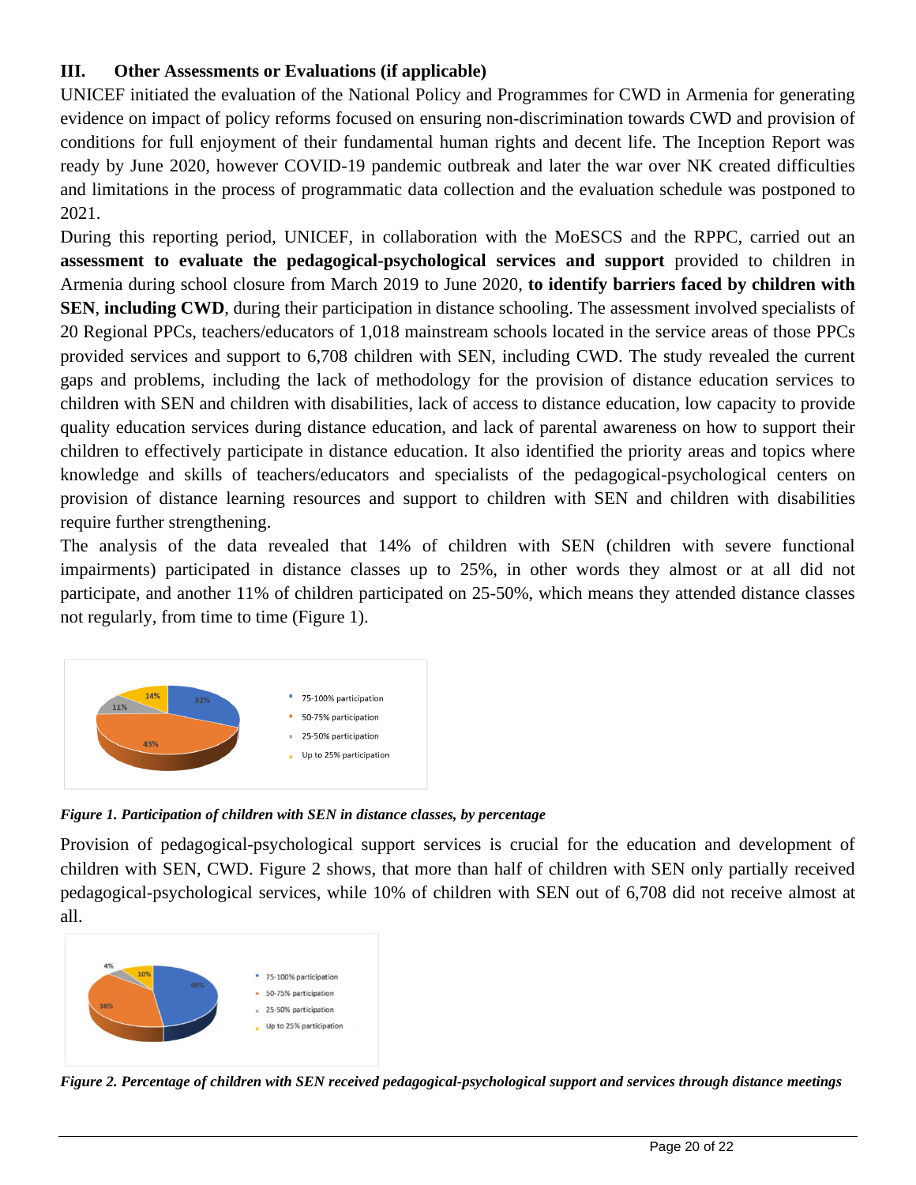### III. Other Assessments or Evaluations (if applicable)

UNICEF initiated the evaluation of the National Policy and Programmes for CWD in Armenia for generating evidence on impact of policy reforms focused on ensuring non-discrimination towards CWD and provision of conditions for full enjoyment of their fundamental human rights and decent life. The Inception Report was ready by June 2020, however COVID-19 pandemic outbreak and later the war over NK created difficulties and limitations in the process of programmatic data collection and the evaluation schedule was postponed to 2021.

During this reporting period, UNICEF, in collaboration with the MoESCS and the RPPC, carried out an **assessment to evaluate the pedagogical-psychological services and support** provided to children in Armenia during school closure from March 2019 to June 2020, **to identify barriers faced by children with SEN**, **including CWD**, during their participation in distance schooling. The assessment involved specialists of 20 Regional PPCs, teachers/educators of 1,018 mainstream schools located in the service areas of those PPCs provided services and support to 6,708 children with SEN, including CWD. The study revealed the current gaps and problems, including the lack of methodology for the provision of distance education services to children with SEN and children with disabilities, lack of access to distance education, low capacity to provide quality education services during distance education, and lack of parental awareness on how to support their children to effectively participate in distance education. It also identified the priority areas and topics where knowledge and skills of teachers/educators and specialists of the pedagogical-psychological centers on provision of distance learning resources and support to children with SEN and children with disabilities require further strengthening.

The analysis of the data revealed that 14% of children with SEN (children with severe functional impairments) participated in distance classes up to 25%, in other words they almost or at all did not participate, and another 11% of children participated on 25-50%, which means they attended distance classes not regularly, from time to time (Figure 1).

| Participation | Share |
| --- | --- |
| 75-100% participation | 32% |
| 50-75% participation | 43% |
| 25-50% participation | 11% |
| Up to 25% participation | 14% |

*Figure 1. Participation of children with SEN in distance classes, by percentage*

Provision of pedagogical-psychological support services is crucial for the education and development of children with SEN, CWD. Figure 2 shows, that more than half of children with SEN only partially received pedagogical-psychological services, while 10% of children with SEN out of 6,708 did not receive almost at all.

| Participation | Share |
| --- | --- |
| 75-100% participation | 48% |
| 50-75% participation | 38% |
| 25-50% participation | 4% |
| Up to 25% participation | 10% |

*Figure 2. Percentage of children with SEN received pedagogical-psychological support and services through distance meetings*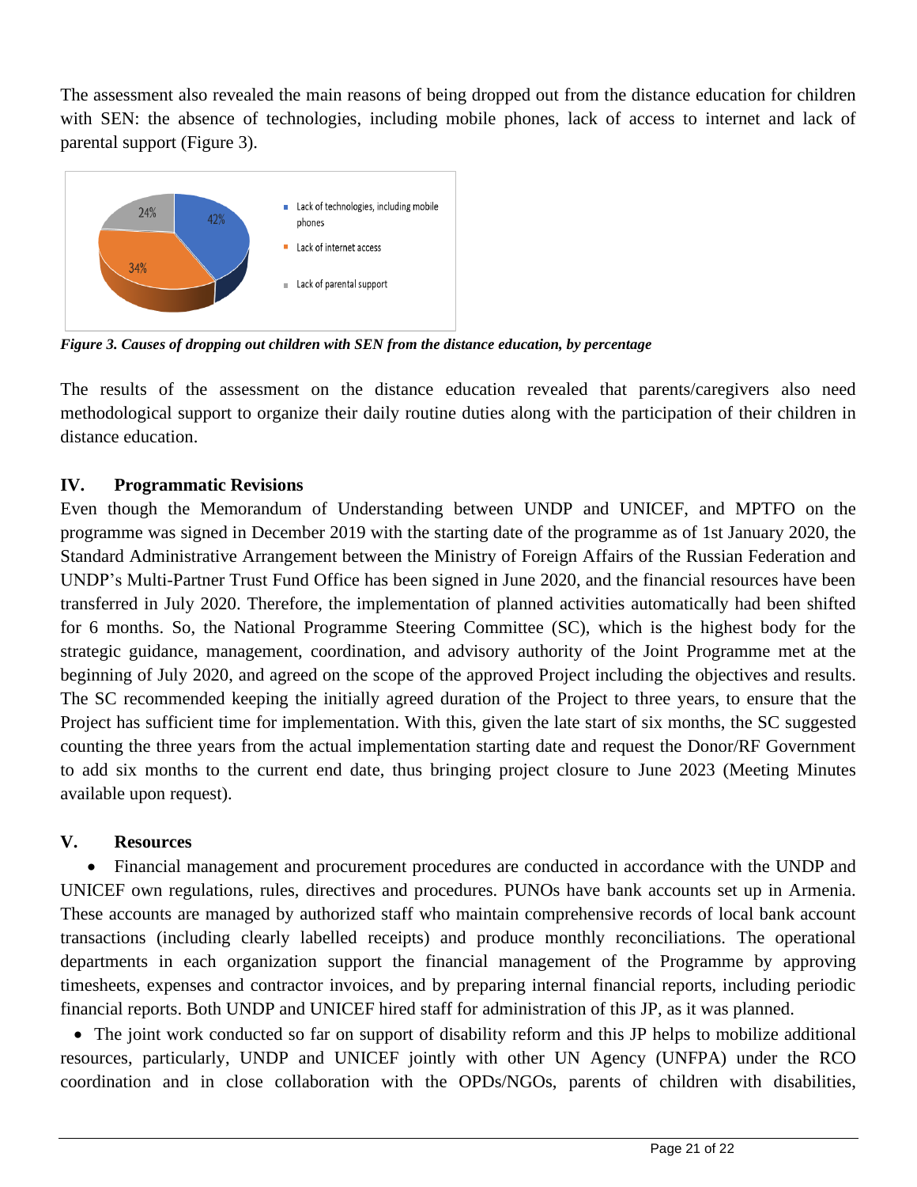The assessment also revealed the main reasons of being dropped out from the distance education for children with SEN: the absence of technologies, including mobile phones, lack of access to internet and lack of parental support (Figure 3).

*Figure 3. Causes of dropping out children with SEN from the distance education, by percentage*

The results of the assessment on the distance education revealed that parents/caregivers also need methodological support to organize their daily routine duties along with the participation of their children in distance education.

## IV. Programmatic Revisions

Even though the Memorandum of Understanding between UNDP and UNICEF, and MPTFO on the programme was signed in December 2019 with the starting date of the programme as of 1st January 2020, the Standard Administrative Arrangement between the Ministry of Foreign Affairs of the Russian Federation and UNDP's Multi-Partner Trust Fund Office has been signed in June 2020, and the financial resources have been transferred in July 2020. Therefore, the implementation of planned activities automatically had been shifted for 6 months. So, the National Programme Steering Committee (SC), which is the highest body for the strategic guidance, management, coordination, and advisory authority of the Joint Programme met at the beginning of July 2020, and agreed on the scope of the approved Project including the objectives and results. The SC recommended keeping the initially agreed duration of the Project to three years, to ensure that the Project has sufficient time for implementation. With this, given the late start of six months, the SC suggested counting the three years from the actual implementation starting date and request the Donor/RF Government to add six months to the current end date, thus bringing project closure to June 2023 (Meeting Minutes available upon request).

## V. Resources

- Financial management and procurement procedures are conducted in accordance with the UNDP and UNICEF own regulations, rules, directives and procedures. PUNOs have bank accounts set up in Armenia. These accounts are managed by authorized staff who maintain comprehensive records of local bank account transactions (including clearly labelled receipts) and produce monthly reconciliations. The operational departments in each organization support the financial management of the Programme by approving timesheets, expenses and contractor invoices, and by preparing internal financial reports, including periodic financial reports. Both UNDP and UNICEF hired staff for administration of this JP, as it was planned.
- The joint work conducted so far on support of disability reform and this JP helps to mobilize additional resources, particularly, UNDP and UNICEF jointly with other UN Agency (UNFPA) under the RCO coordination and in close collaboration with the OPDs/NGOs, parents of children with disabilities,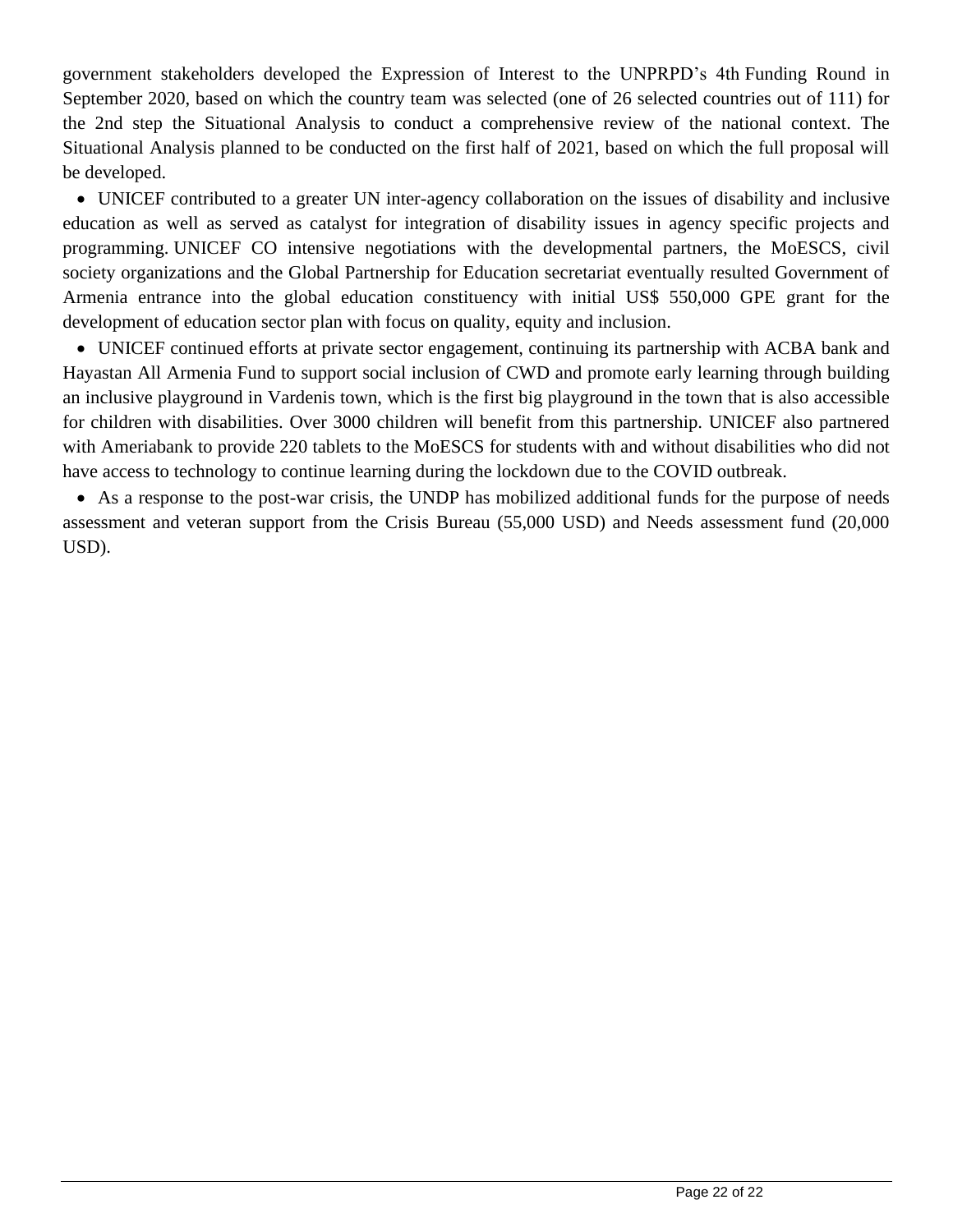government stakeholders developed the Expression of Interest to the UNPRPD's 4th Funding Round in September 2020, based on which the country team was selected (one of 26 selected countries out of 111) for the 2nd step the Situational Analysis to conduct a comprehensive review of the national context. The Situational Analysis planned to be conducted on the first half of 2021, based on which the full proposal will be developed.

- UNICEF contributed to a greater UN inter-agency collaboration on the issues of disability and inclusive education as well as served as catalyst for integration of disability issues in agency specific projects and programming. UNICEF CO intensive negotiations with the developmental partners, the MoESCS, civil society organizations and the Global Partnership for Education secretariat eventually resulted Government of Armenia entrance into the global education constituency with initial US$ 550,000 GPE grant for the development of education sector plan with focus on quality, equity and inclusion.
- UNICEF continued efforts at private sector engagement, continuing its partnership with ACBA bank and Hayastan All Armenia Fund to support social inclusion of CWD and promote early learning through building an inclusive playground in Vardenis town, which is the first big playground in the town that is also accessible for children with disabilities. Over 3000 children will benefit from this partnership. UNICEF also partnered with Ameriabank to provide 220 tablets to the MoESCS for students with and without disabilities who did not have access to technology to continue learning during the lockdown due to the COVID outbreak.
- As a response to the post-war crisis, the UNDP has mobilized additional funds for the purpose of needs assessment and veteran support from the Crisis Bureau (55,000 USD) and Needs assessment fund (20,000 USD).